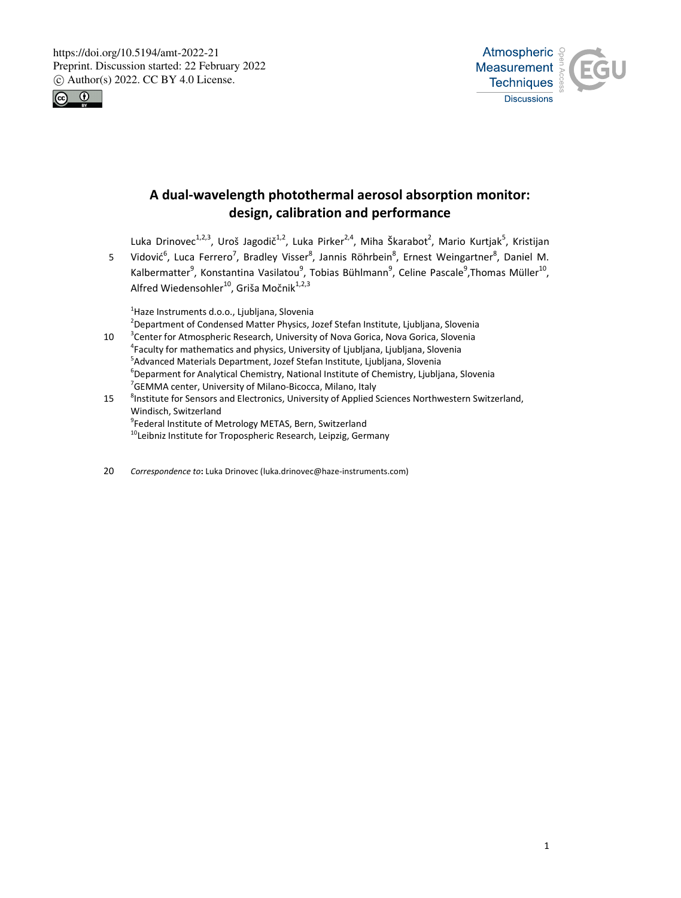# A dual-wavelength photothermal aerosol absorption monitor: design, calibration and performance

Luka Drinovec[1,2,3], Uroš Jagodič[1,2], Luka Pirker[2,4], Miha Škarabot[2], Mario Kurtjak[5], Kristijan Vidović[6], Luca Ferrero[7], Bradley Visser[8], Jannis Röhrbein[8], Ernest Weingartner[8], Daniel M. Kalbermatter[9], Konstantina Vasilatou[9], Tobias Bühlmann[9], Celine Pascale[9], Thomas Müller[10], Alfred Wiedensohler[10], Griša Močnik[1,2,3]

[1]Haze Instruments d.o.o., Ljubljana, Slovenia
[2]Department of Condensed Matter Physics, Jozef Stefan Institute, Ljubljana, Slovenia
[3]Center for Atmospheric Research, University of Nova Gorica, Nova Gorica, Slovenia
[4]Faculty for mathematics and physics, University of Ljubljana, Ljubljana, Slovenia
[5]Advanced Materials Department, Jozef Stefan Institute, Ljubljana, Slovenia
[6]Deparment for Analytical Chemistry, National Institute of Chemistry, Ljubljana, Slovenia
[7]GEMMA center, University of Milano-Bicocca, Milano, Italy
[8]Institute for Sensors and Electronics, University of Applied Sciences Northwestern Switzerland, Windisch, Switzerland
[9]Federal Institute of Metrology METAS, Bern, Switzerland
[10]Leibniz Institute for Tropospheric Research, Leipzig, Germany

*Correspondence to*: Luka Drinovec (luka.drinovec@haze-instruments.com)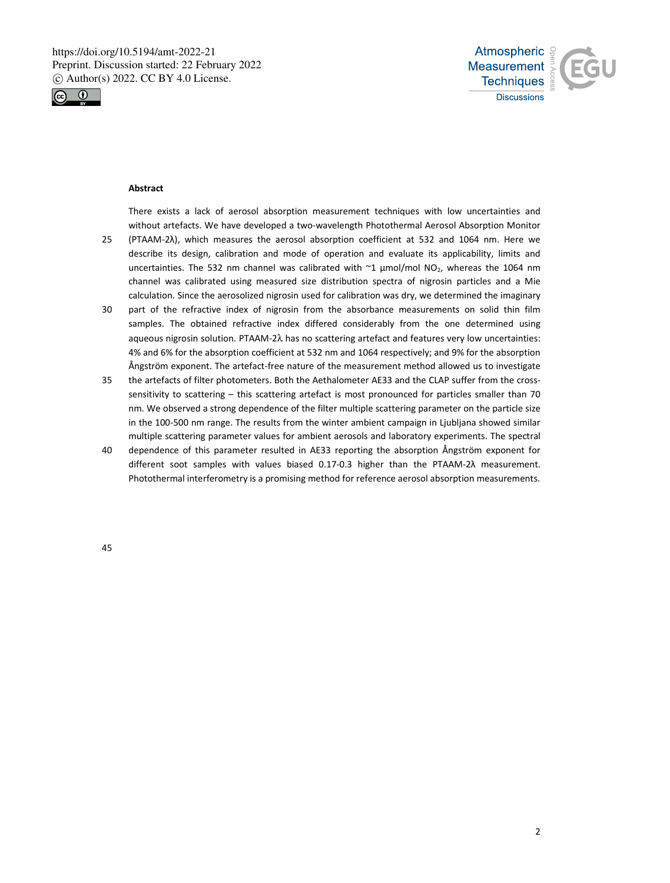**Abstract**

There exists a lack of aerosol absorption measurement techniques with low uncertainties and without artefacts. We have developed a two-wavelength Photothermal Aerosol Absorption Monitor (PTAAM-2λ), which measures the aerosol absorption coefficient at 532 and 1064 nm. Here we describe its design, calibration and mode of operation and evaluate its applicability, limits and uncertainties. The 532 nm channel was calibrated with ~1 µmol/mol $NO_2$, whereas the 1064 nm channel was calibrated using measured size distribution spectra of nigrosin particles and a Mie calculation. Since the aerosolized nigrosin used for calibration was dry, we determined the imaginary part of the refractive index of nigrosin from the absorbance measurements on solid thin film samples. The obtained refractive index differed considerably from the one determined using aqueous nigrosin solution. PTAAM-2λ has no scattering artefact and features very low uncertainties: 4% and 6% for the absorption coefficient at 532 nm and 1064 respectively; and 9% for the absorption Ångström exponent. The artefact-free nature of the measurement method allowed us to investigate the artefacts of filter photometers. Both the Aethalometer AE33 and the CLAP suffer from the cross-sensitivity to scattering – this scattering artefact is most pronounced for particles smaller than 70 nm. We observed a strong dependence of the filter multiple scattering parameter on the particle size in the 100-500 nm range. The results from the winter ambient campaign in Ljubljana showed similar multiple scattering parameter values for ambient aerosols and laboratory experiments. The spectral dependence of this parameter resulted in AE33 reporting the absorption Ångström exponent for different soot samples with values biased 0.17-0.3 higher than the PTAAM-2λ measurement. Photothermal interferometry is a promising method for reference aerosol absorption measurements.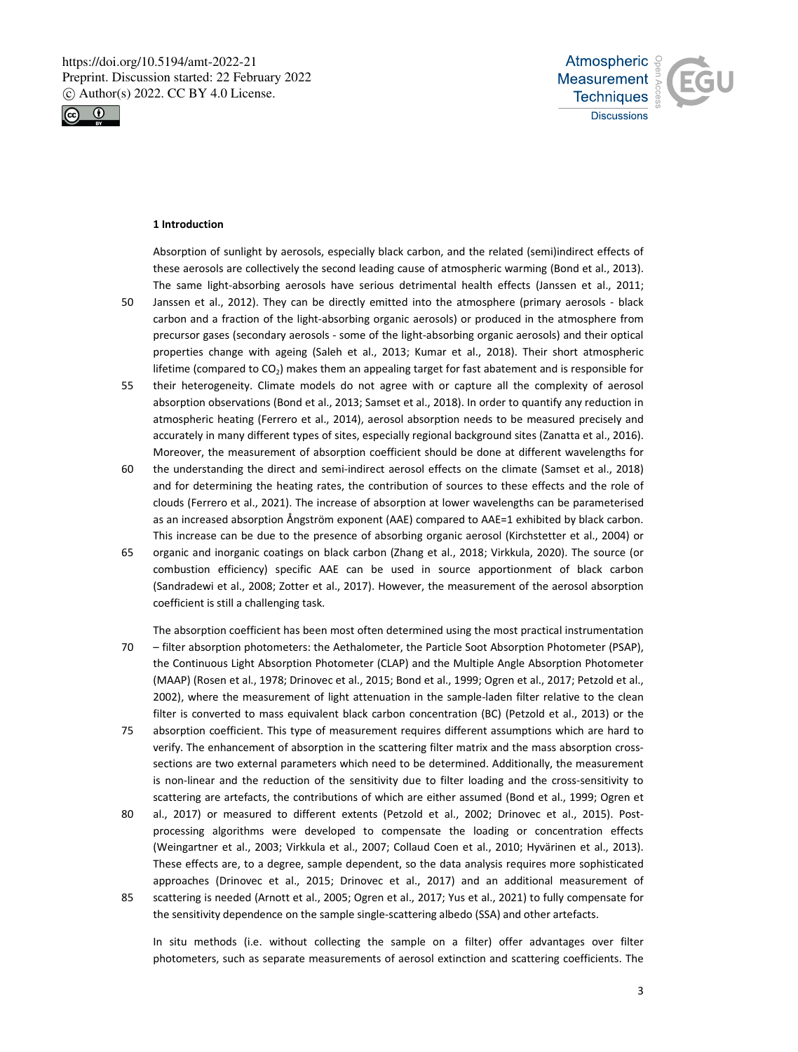## 1 Introduction

Absorption of sunlight by aerosols, especially black carbon, and the related (semi)indirect effects of these aerosols are collectively the second leading cause of atmospheric warming (Bond et al., 2013). The same light-absorbing aerosols have serious detrimental health effects (Janssen et al., 2011; Janssen et al., 2012). They can be directly emitted into the atmosphere (primary aerosols - black carbon and a fraction of the light-absorbing organic aerosols) or produced in the atmosphere from precursor gases (secondary aerosols - some of the light-absorbing organic aerosols) and their optical properties change with ageing (Saleh et al., 2013; Kumar et al., 2018). Their short atmospheric lifetime (compared to $CO_2$) makes them an appealing target for fast abatement and is responsible for their heterogeneity. Climate models do not agree with or capture all the complexity of aerosol absorption observations (Bond et al., 2013; Samset et al., 2018). In order to quantify any reduction in atmospheric heating (Ferrero et al., 2014), aerosol absorption needs to be measured precisely and accurately in many different types of sites, especially regional background sites (Zanatta et al., 2016). Moreover, the measurement of absorption coefficient should be done at different wavelengths for the understanding the direct and semi-indirect aerosol effects on the climate (Samset et al., 2018) and for determining the heating rates, the contribution of sources to these effects and the role of clouds (Ferrero et al., 2021). The increase of absorption at lower wavelengths can be parameterised as an increased absorption Ångström exponent (AAE) compared to AAE=1 exhibited by black carbon. This increase can be due to the presence of absorbing organic aerosol (Kirchstetter et al., 2004) or organic and inorganic coatings on black carbon (Zhang et al., 2018; Virkkula, 2020). The source (or combustion efficiency) specific AAE can be used in source apportionment of black carbon (Sandradewi et al., 2008; Zotter et al., 2017). However, the measurement of the aerosol absorption coefficient is still a challenging task.

The absorption coefficient has been most often determined using the most practical instrumentation – filter absorption photometers: the Aethalometer, the Particle Soot Absorption Photometer (PSAP), the Continuous Light Absorption Photometer (CLAP) and the Multiple Angle Absorption Photometer (MAAP) (Rosen et al., 1978; Drinovec et al., 2015; Bond et al., 1999; Ogren et al., 2017; Petzold et al., 2002), where the measurement of light attenuation in the sample-laden filter relative to the clean filter is converted to mass equivalent black carbon concentration (BC) (Petzold et al., 2013) or the absorption coefficient. This type of measurement requires different assumptions which are hard to verify. The enhancement of absorption in the scattering filter matrix and the mass absorption cross-sections are two external parameters which need to be determined. Additionally, the measurement is non-linear and the reduction of the sensitivity due to filter loading and the cross-sensitivity to scattering are artefacts, the contributions of which are either assumed (Bond et al., 1999; Ogren et al., 2017) or measured to different extents (Petzold et al., 2002; Drinovec et al., 2015). Post-processing algorithms were developed to compensate the loading or concentration effects (Weingartner et al., 2003; Virkkula et al., 2007; Collaud Coen et al., 2010; Hyvärinen et al., 2013). These effects are, to a degree, sample dependent, so the data analysis requires more sophisticated approaches (Drinovec et al., 2015; Drinovec et al., 2017) and an additional measurement of scattering is needed (Arnott et al., 2005; Ogren et al., 2017; Yus et al., 2021) to fully compensate for the sensitivity dependence on the sample single-scattering albedo (SSA) and other artefacts.

In situ methods (i.e. without collecting the sample on a filter) offer advantages over filter photometers, such as separate measurements of aerosol extinction and scattering coefficients. The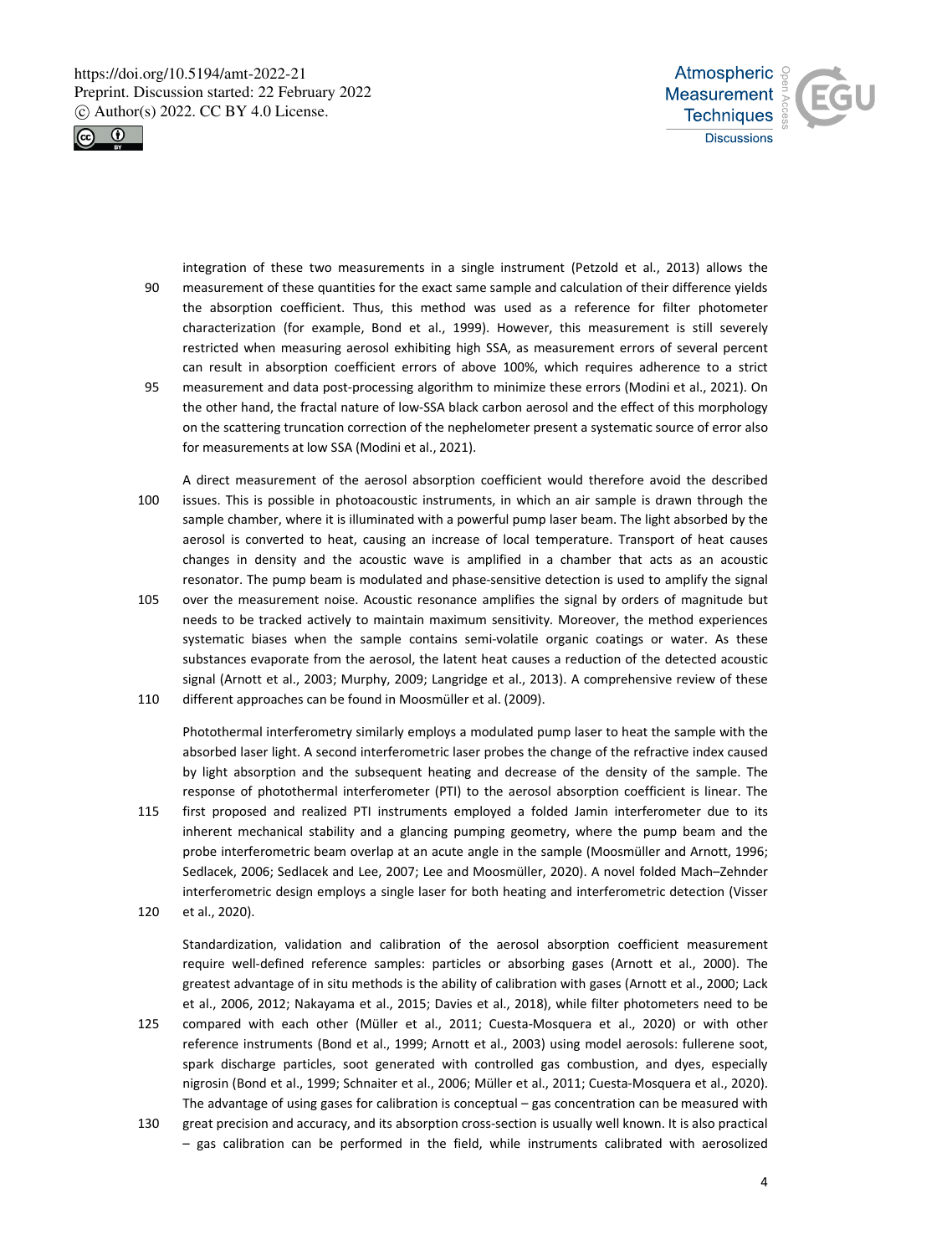integration of these two measurements in a single instrument (Petzold et al., 2013) allows the measurement of these quantities for the exact same sample and calculation of their difference yields the absorption coefficient. Thus, this method was used as a reference for filter photometer characterization (for example, Bond et al., 1999). However, this measurement is still severely restricted when measuring aerosol exhibiting high SSA, as measurement errors of several percent can result in absorption coefficient errors of above 100%, which requires adherence to a strict measurement and data post-processing algorithm to minimize these errors (Modini et al., 2021). On the other hand, the fractal nature of low-SSA black carbon aerosol and the effect of this morphology on the scattering truncation correction of the nephelometer present a systematic source of error also for measurements at low SSA (Modini et al., 2021).

A direct measurement of the aerosol absorption coefficient would therefore avoid the described issues. This is possible in photoacoustic instruments, in which an air sample is drawn through the sample chamber, where it is illuminated with a powerful pump laser beam. The light absorbed by the aerosol is converted to heat, causing an increase of local temperature. Transport of heat causes changes in density and the acoustic wave is amplified in a chamber that acts as an acoustic resonator. The pump beam is modulated and phase-sensitive detection is used to amplify the signal over the measurement noise. Acoustic resonance amplifies the signal by orders of magnitude but needs to be tracked actively to maintain maximum sensitivity. Moreover, the method experiences systematic biases when the sample contains semi-volatile organic coatings or water. As these substances evaporate from the aerosol, the latent heat causes a reduction of the detected acoustic signal (Arnott et al., 2003; Murphy, 2009; Langridge et al., 2013). A comprehensive review of these different approaches can be found in Moosmüller et al. (2009).

Photothermal interferometry similarly employs a modulated pump laser to heat the sample with the absorbed laser light. A second interferometric laser probes the change of the refractive index caused by light absorption and the subsequent heating and decrease of the density of the sample. The response of photothermal interferometer (PTI) to the aerosol absorption coefficient is linear. The first proposed and realized PTI instruments employed a folded Jamin interferometer due to its inherent mechanical stability and a glancing pumping geometry, where the pump beam and the probe interferometric beam overlap at an acute angle in the sample (Moosmüller and Arnott, 1996; Sedlacek, 2006; Sedlacek and Lee, 2007; Lee and Moosmüller, 2020). A novel folded Mach–Zehnder interferometric design employs a single laser for both heating and interferometric detection (Visser et al., 2020).

Standardization, validation and calibration of the aerosol absorption coefficient measurement require well-defined reference samples: particles or absorbing gases (Arnott et al., 2000). The greatest advantage of in situ methods is the ability of calibration with gases (Arnott et al., 2000; Lack et al., 2006, 2012; Nakayama et al., 2015; Davies et al., 2018), while filter photometers need to be compared with each other (Müller et al., 2011; Cuesta-Mosquera et al., 2020) or with other reference instruments (Bond et al., 1999; Arnott et al., 2003) using model aerosols: fullerene soot, spark discharge particles, soot generated with controlled gas combustion, and dyes, especially nigrosin (Bond et al., 1999; Schnaiter et al., 2006; Müller et al., 2011; Cuesta-Mosquera et al., 2020). The advantage of using gases for calibration is conceptual – gas concentration can be measured with great precision and accuracy, and its absorption cross-section is usually well known. It is also practical – gas calibration can be performed in the field, while instruments calibrated with aerosolized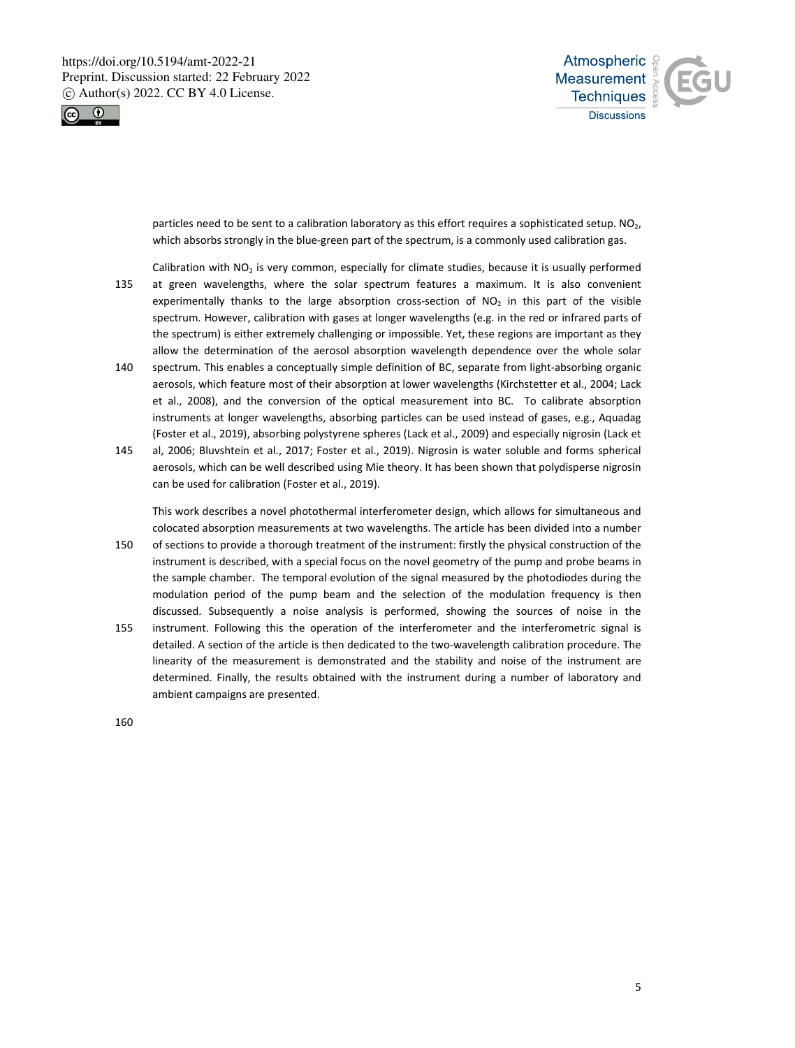particles need to be sent to a calibration laboratory as this effort requires a sophisticated setup. $NO_2$, which absorbs strongly in the blue-green part of the spectrum, is a commonly used calibration gas.

Calibration with $NO_2$ is very common, especially for climate studies, because it is usually performed at green wavelengths, where the solar spectrum features a maximum. It is also convenient experimentally thanks to the large absorption cross-section of $NO_2$ in this part of the visible spectrum. However, calibration with gases at longer wavelengths (e.g. in the red or infrared parts of the spectrum) is either extremely challenging or impossible. Yet, these regions are important as they allow the determination of the aerosol absorption wavelength dependence over the whole solar spectrum. This enables a conceptually simple definition of BC, separate from light-absorbing organic aerosols, which feature most of their absorption at lower wavelengths (Kirchstetter et al., 2004; Lack et al., 2008), and the conversion of the optical measurement into BC. To calibrate absorption instruments at longer wavelengths, absorbing particles can be used instead of gases, e.g., Aquadag (Foster et al., 2019), absorbing polystyrene spheres (Lack et al., 2009) and especially nigrosin (Lack et al, 2006; Bluvshtein et al., 2017; Foster et al., 2019). Nigrosin is water soluble and forms spherical aerosols, which can be well described using Mie theory. It has been shown that polydisperse nigrosin can be used for calibration (Foster et al., 2019).

This work describes a novel photothermal interferometer design, which allows for simultaneous and colocated absorption measurements at two wavelengths. The article has been divided into a number of sections to provide a thorough treatment of the instrument: firstly the physical construction of the instrument is described, with a special focus on the novel geometry of the pump and probe beams in the sample chamber. The temporal evolution of the signal measured by the photodiodes during the modulation period of the pump beam and the selection of the modulation frequency is then discussed. Subsequently a noise analysis is performed, showing the sources of noise in the instrument. Following this the operation of the interferometer and the interferometric signal is detailed. A section of the article is then dedicated to the two-wavelength calibration procedure. The linearity of the measurement is demonstrated and the stability and noise of the instrument are determined. Finally, the results obtained with the instrument during a number of laboratory and ambient campaigns are presented.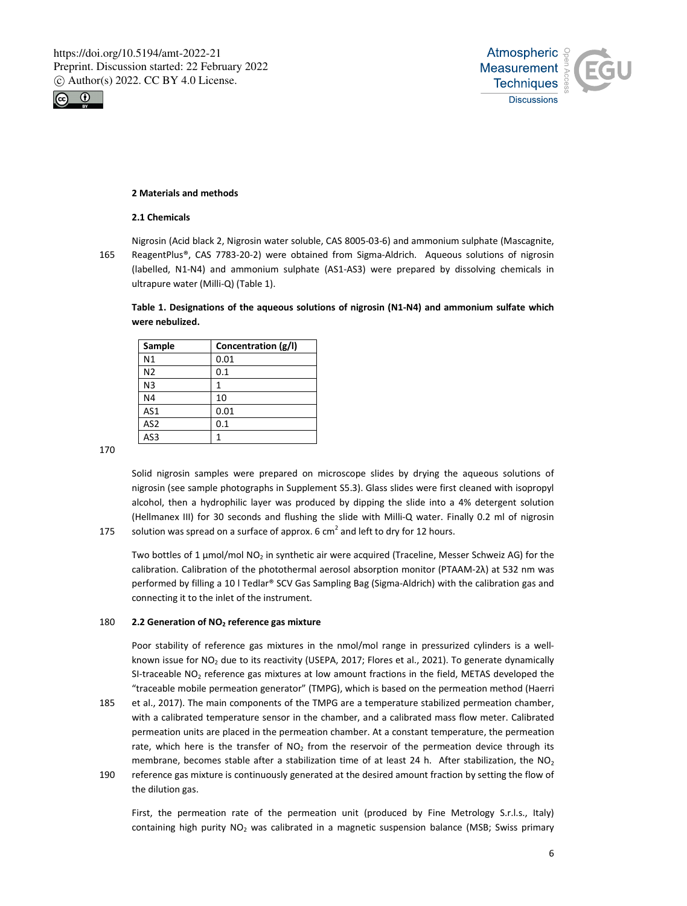## 2 Materials and methods

### 2.1 Chemicals

Nigrosin (Acid black 2, Nigrosin water soluble, CAS 8005-03-6) and ammonium sulphate (Mascagnite, ReagentPlus®, CAS 7783-20-2) were obtained from Sigma-Aldrich. Aqueous solutions of nigrosin (labelled, N1-N4) and ammonium sulphate (AS1-AS3) were prepared by dissolving chemicals in ultrapure water (Milli-Q) (Table 1).

**Table 1. Designations of the aqueous solutions of nigrosin (N1-N4) and ammonium sulfate which were nebulized.**

| Sample | Concentration (g/l) |
|---|---|
| N1 | 0.01 |
| N2 | 0.1 |
| N3 | 1 |
| N4 | 10 |
| AS1 | 0.01 |
| AS2 | 0.1 |
| AS3 | 1 |

Solid nigrosin samples were prepared on microscope slides by drying the aqueous solutions of nigrosin (see sample photographs in Supplement S5.3). Glass slides were first cleaned with isopropyl alcohol, then a hydrophilic layer was produced by dipping the slide into a 4% detergent solution (Hellmanex III) for 30 seconds and flushing the slide with Milli-Q water. Finally 0.2 ml of nigrosin solution was spread on a surface of approx. 6 $cm^2$ and left to dry for 12 hours.

Two bottles of 1 µmol/mol $NO_2$ in synthetic air were acquired (Traceline, Messer Schweiz AG) for the calibration. Calibration of the photothermal aerosol absorption monitor (PTAAM-2λ) at 532 nm was performed by filling a 10 l Tedlar® SCV Gas Sampling Bag (Sigma-Aldrich) with the calibration gas and connecting it to the inlet of the instrument.

### 2.2 Generation of $NO_2$ reference gas mixture

Poor stability of reference gas mixtures in the nmol/mol range in pressurized cylinders is a well-known issue for $NO_2$ due to its reactivity (USEPA, 2017; Flores et al., 2021). To generate dynamically SI-traceable $NO_2$ reference gas mixtures at low amount fractions in the field, METAS developed the "traceable mobile permeation generator" (TMPG), which is based on the permeation method (Haerri et al., 2017). The main components of the TMPG are a temperature stabilized permeation chamber, with a calibrated temperature sensor in the chamber, and a calibrated mass flow meter. Calibrated permeation units are placed in the permeation chamber. At a constant temperature, the permeation rate, which here is the transfer of $NO_2$ from the reservoir of the permeation device through its membrane, becomes stable after a stabilization time of at least 24 h. After stabilization, the $NO_2$ reference gas mixture is continuously generated at the desired amount fraction by setting the flow of the dilution gas.

First, the permeation rate of the permeation unit (produced by Fine Metrology S.r.l.s., Italy) containing high purity $NO_2$ was calibrated in a magnetic suspension balance (MSB; Swiss primary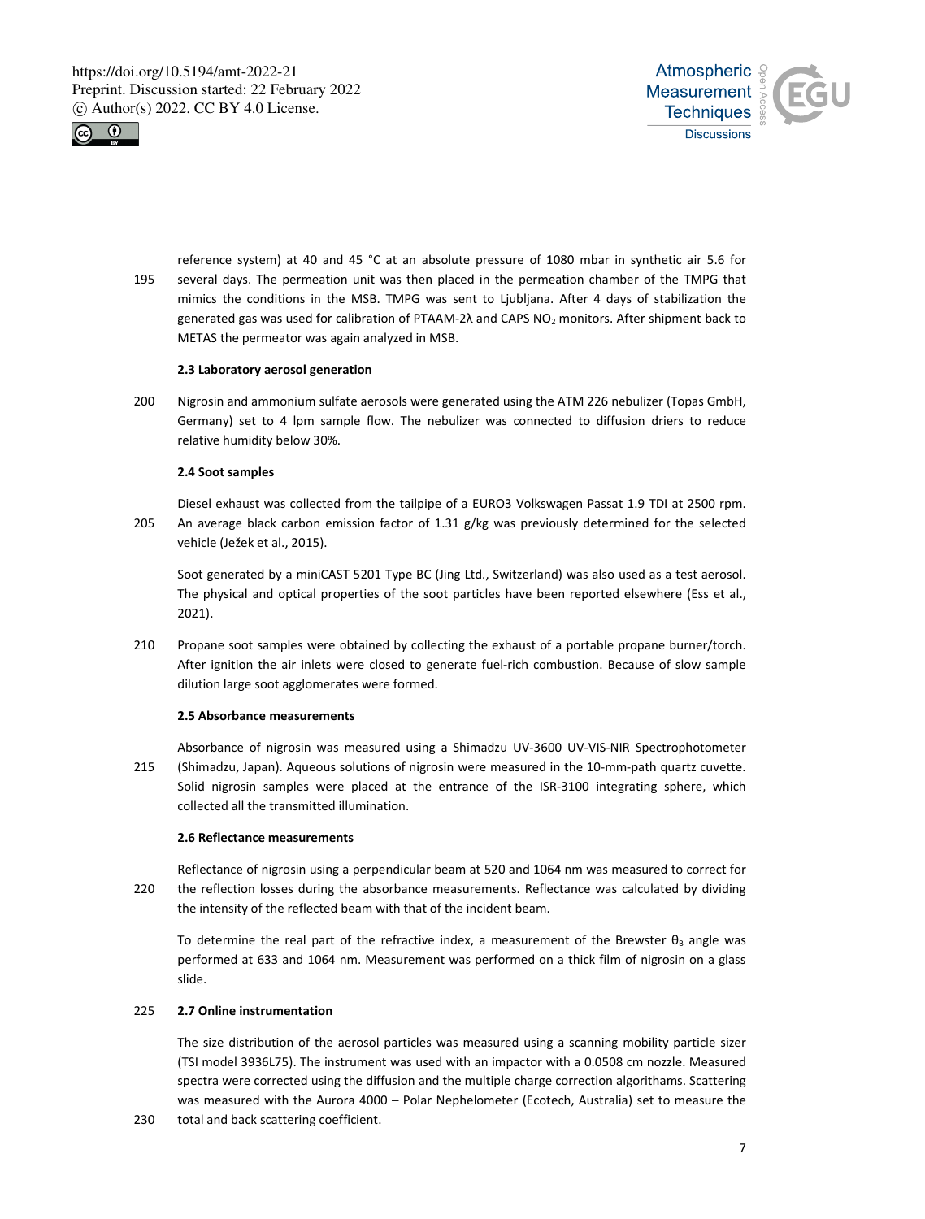reference system) at 40 and 45 °C at an absolute pressure of 1080 mbar in synthetic air 5.6 for several days. The permeation unit was then placed in the permeation chamber of the TMPG that mimics the conditions in the MSB. TMPG was sent to Ljubljana. After 4 days of stabilization the generated gas was used for calibration of PTAAM-2λ and CAPS $NO_2$ monitors. After shipment back to METAS the permeator was again analyzed in MSB.

### 2.3 Laboratory aerosol generation

Nigrosin and ammonium sulfate aerosols were generated using the ATM 226 nebulizer (Topas GmbH, Germany) set to 4 lpm sample flow. The nebulizer was connected to diffusion driers to reduce relative humidity below 30%.

### 2.4 Soot samples

Diesel exhaust was collected from the tailpipe of a EURO3 Volkswagen Passat 1.9 TDI at 2500 rpm. An average black carbon emission factor of 1.31 g/kg was previously determined for the selected vehicle (Ježek et al., 2015).

Soot generated by a miniCAST 5201 Type BC (Jing Ltd., Switzerland) was also used as a test aerosol. The physical and optical properties of the soot particles have been reported elsewhere (Ess et al., 2021).

Propane soot samples were obtained by collecting the exhaust of a portable propane burner/torch. After ignition the air inlets were closed to generate fuel-rich combustion. Because of slow sample dilution large soot agglomerates were formed.

### 2.5 Absorbance measurements

Absorbance of nigrosin was measured using a Shimadzu UV-3600 UV-VIS-NIR Spectrophotometer (Shimadzu, Japan). Aqueous solutions of nigrosin were measured in the 10-mm-path quartz cuvette. Solid nigrosin samples were placed at the entrance of the ISR-3100 integrating sphere, which collected all the transmitted illumination.

### 2.6 Reflectance measurements

Reflectance of nigrosin using a perpendicular beam at 520 and 1064 nm was measured to correct for the reflection losses during the absorbance measurements. Reflectance was calculated by dividing the intensity of the reflected beam with that of the incident beam.

To determine the real part of the refractive index, a measurement of the Brewster $\theta_B$ angle was performed at 633 and 1064 nm. Measurement was performed on a thick film of nigrosin on a glass slide.

### 2.7 Online instrumentation

The size distribution of the aerosol particles was measured using a scanning mobility particle sizer (TSI model 3936L75). The instrument was used with an impactor with a 0.0508 cm nozzle. Measured spectra were corrected using the diffusion and the multiple charge correction algorithams. Scattering was measured with the Aurora 4000 – Polar Nephelometer (Ecotech, Australia) set to measure the total and back scattering coefficient.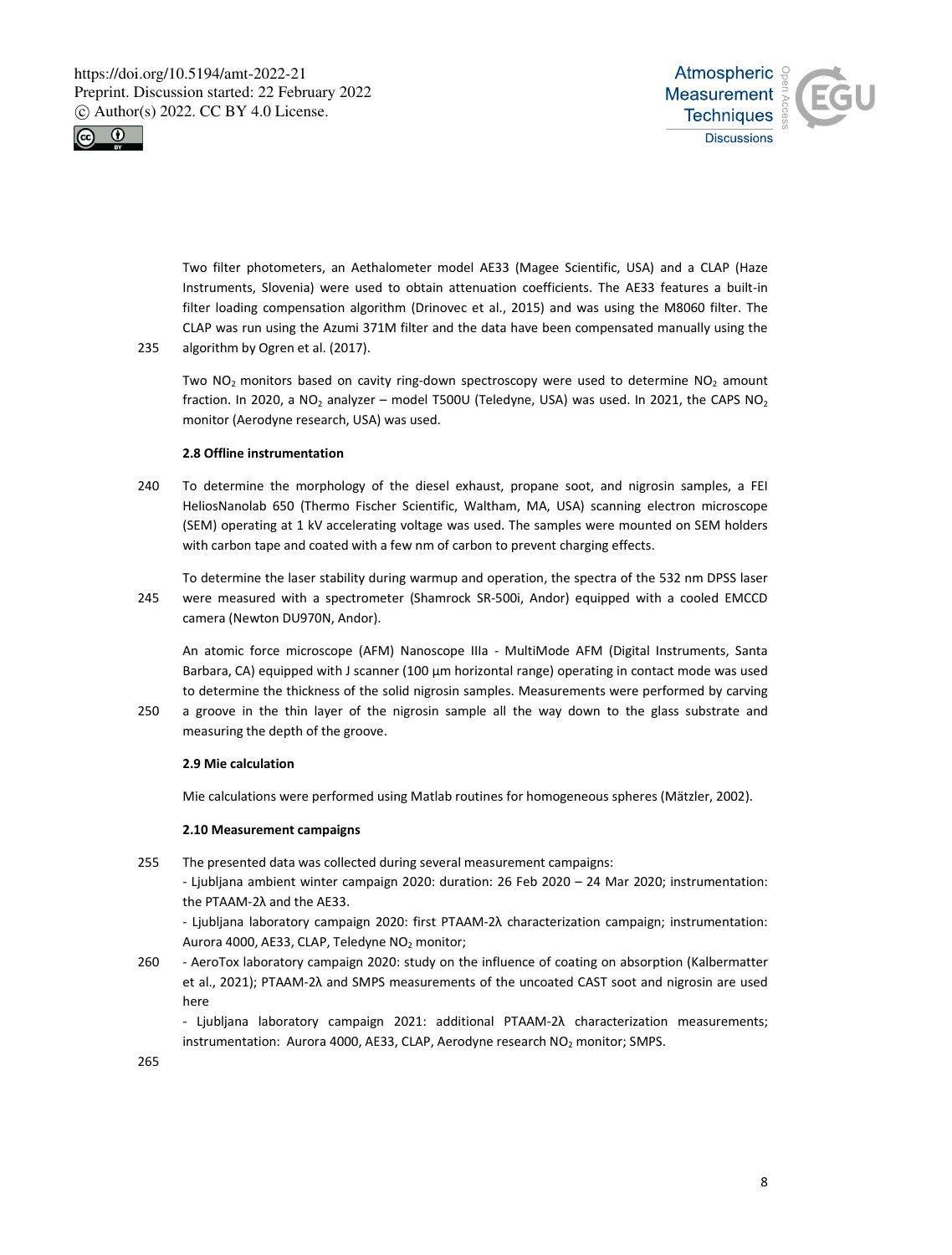Two filter photometers, an Aethalometer model AE33 (Magee Scientific, USA) and a CLAP (Haze Instruments, Slovenia) were used to obtain attenuation coefficients. The AE33 features a built-in filter loading compensation algorithm (Drinovec et al., 2015) and was using the M8060 filter. The CLAP was run using the Azumi 371M filter and the data have been compensated manually using the algorithm by Ogren et al. (2017).

Two $NO_2$ monitors based on cavity ring-down spectroscopy were used to determine $NO_2$ amount fraction. In 2020, a $NO_2$ analyzer – model T500U (Teledyne, USA) was used. In 2021, the CAPS $NO_2$ monitor (Aerodyne research, USA) was used.

### 2.8 Offline instrumentation

To determine the morphology of the diesel exhaust, propane soot, and nigrosin samples, a FEI HeliosNanolab 650 (Thermo Fischer Scientific, Waltham, MA, USA) scanning electron microscope (SEM) operating at 1 kV accelerating voltage was used. The samples were mounted on SEM holders with carbon tape and coated with a few nm of carbon to prevent charging effects.

To determine the laser stability during warmup and operation, the spectra of the 532 nm DPSS laser were measured with a spectrometer (Shamrock SR-500i, Andor) equipped with a cooled EMCCD camera (Newton DU970N, Andor).

An atomic force microscope (AFM) Nanoscope IIIa - MultiMode AFM (Digital Instruments, Santa Barbara, CA) equipped with J scanner (100 µm horizontal range) operating in contact mode was used to determine the thickness of the solid nigrosin samples. Measurements were performed by carving a groove in the thin layer of the nigrosin sample all the way down to the glass substrate and measuring the depth of the groove.

### 2.9 Mie calculation

Mie calculations were performed using Matlab routines for homogeneous spheres (Mätzler, 2002).

### 2.10 Measurement campaigns

The presented data was collected during several measurement campaigns:

- Ljubljana ambient winter campaign 2020: duration: 26 Feb 2020 – 24 Mar 2020; instrumentation: the PTAAM-2λ and the AE33.
- Ljubljana laboratory campaign 2020: first PTAAM-2λ characterization campaign; instrumentation: Aurora 4000, AE33, CLAP, Teledyne $NO_2$ monitor;
- AeroTox laboratory campaign 2020: study on the influence of coating on absorption (Kalbermatter et al., 2021); PTAAM-2λ and SMPS measurements of the uncoated CAST soot and nigrosin are used here
- Ljubljana laboratory campaign 2021: additional PTAAM-2λ characterization measurements; instrumentation: Aurora 4000, AE33, CLAP, Aerodyne research $NO_2$ monitor; SMPS.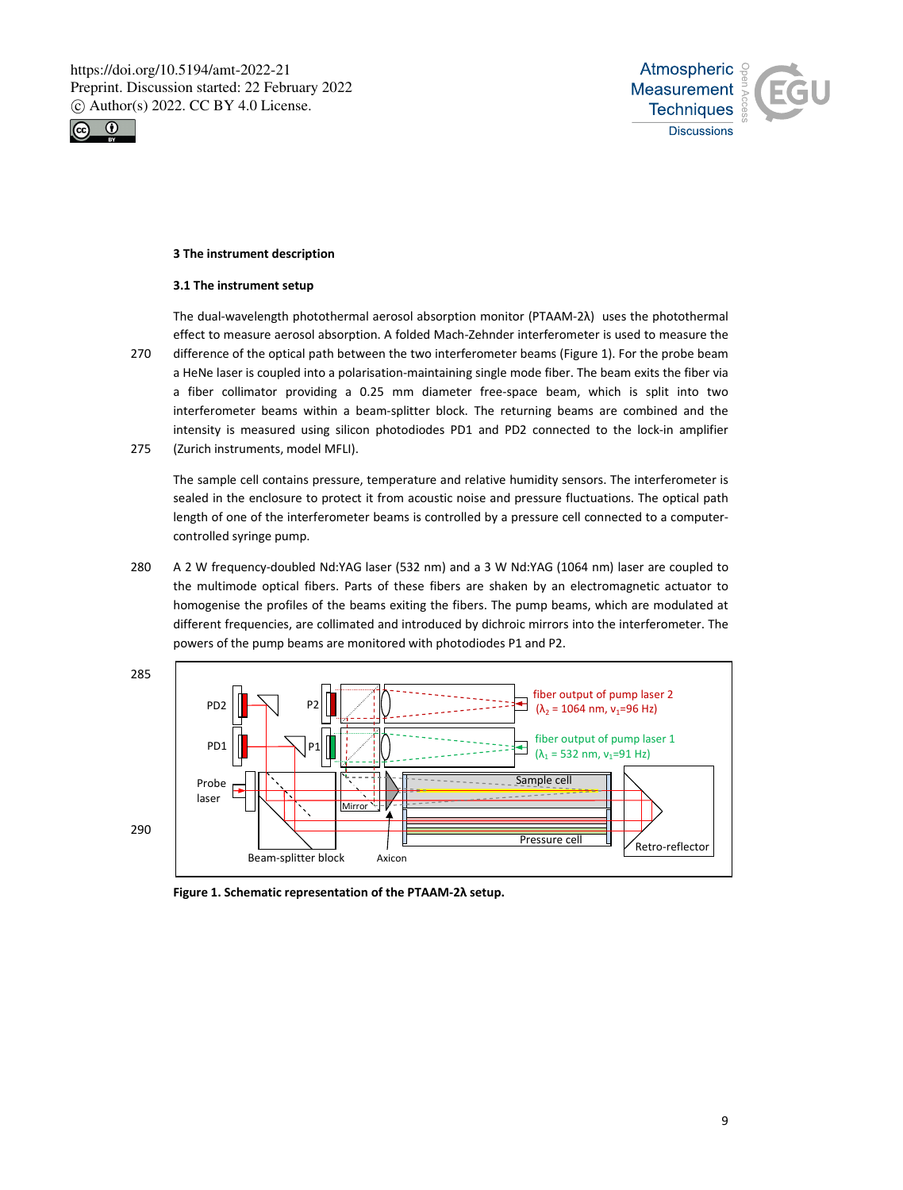## 3 The instrument description

### 3.1 The instrument setup

The dual-wavelength photothermal aerosol absorption monitor (PTAAM-2λ) uses the photothermal effect to measure aerosol absorption. A folded Mach-Zehnder interferometer is used to measure the difference of the optical path between the two interferometer beams (Figure 1). For the probe beam a HeNe laser is coupled into a polarisation-maintaining single mode fiber. The beam exits the fiber via a fiber collimator providing a 0.25 mm diameter free-space beam, which is split into two interferometer beams within a beam-splitter block. The returning beams are combined and the intensity is measured using silicon photodiodes PD1 and PD2 connected to the lock-in amplifier (Zurich instruments, model MFLI).

The sample cell contains pressure, temperature and relative humidity sensors. The interferometer is sealed in the enclosure to protect it from acoustic noise and pressure fluctuations. The optical path length of one of the interferometer beams is controlled by a pressure cell connected to a computer-controlled syringe pump.

A 2 W frequency-doubled Nd:YAG laser (532 nm) and a 3 W Nd:YAG (1064 nm) laser are coupled to the multimode optical fibers. Parts of these fibers are shaken by an electromagnetic actuator to homogenise the profiles of the beams exiting the fibers. The pump beams, which are modulated at different frequencies, are collimated and introduced by dichroic mirrors into the interferometer. The powers of the pump beams are monitored with photodiodes P1 and P2.

**Figure 1. Schematic representation of the PTAAM-2λ setup.**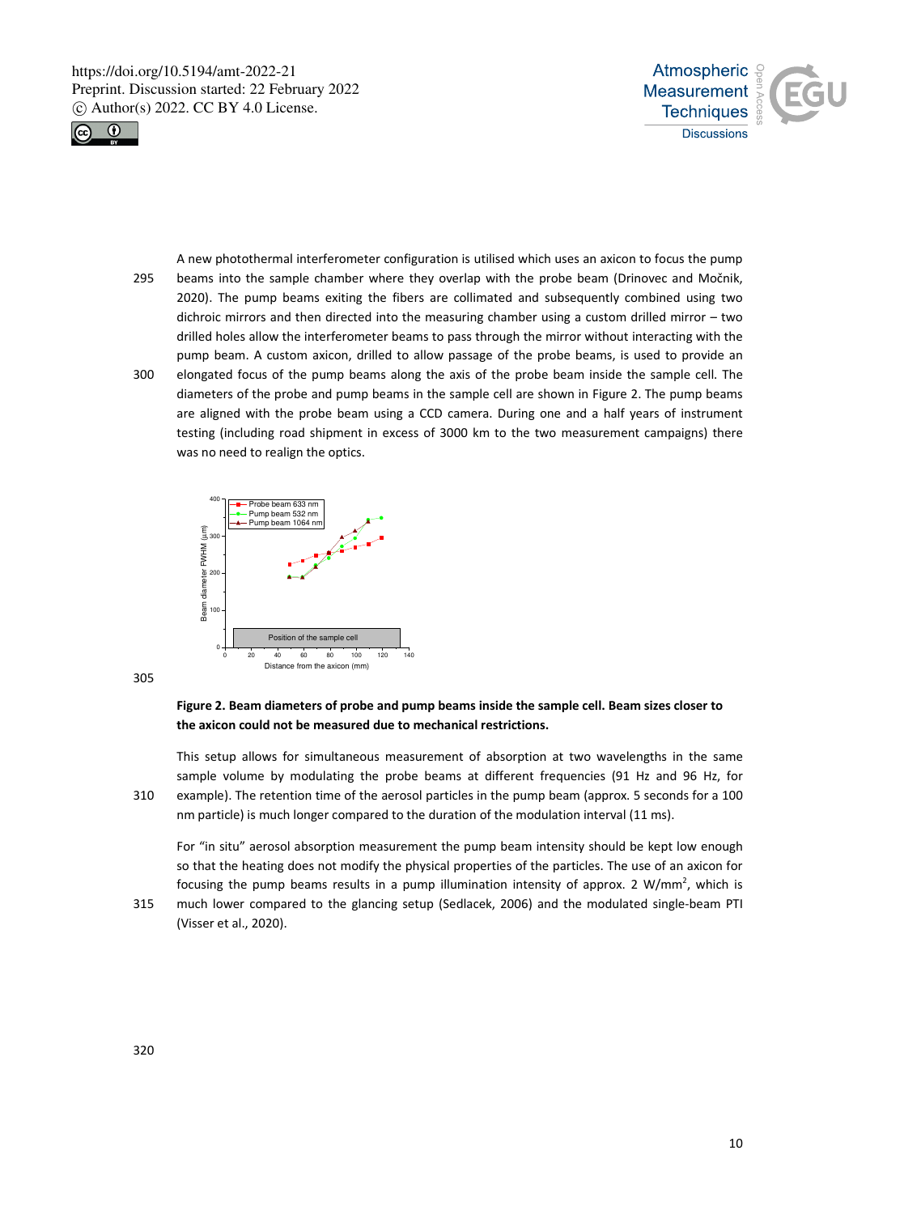A new photothermal interferometer configuration is utilised which uses an axicon to focus the pump beams into the sample chamber where they overlap with the probe beam (Drinovec and Močnik, 2020). The pump beams exiting the fibers are collimated and subsequently combined using two dichroic mirrors and then directed into the measuring chamber using a custom drilled mirror – two drilled holes allow the interferometer beams to pass through the mirror without interacting with the pump beam. A custom axicon, drilled to allow passage of the probe beams, is used to provide an elongated focus of the pump beams along the axis of the probe beam inside the sample cell. The diameters of the probe and pump beams in the sample cell are shown in Figure 2. The pump beams are aligned with the probe beam using a CCD camera. During one and a half years of instrument testing (including road shipment in excess of 3000 km to the two measurement campaigns) there was no need to realign the optics.

**Figure 2. Beam diameters of probe and pump beams inside the sample cell. Beam sizes closer to the axicon could not be measured due to mechanical restrictions.**

This setup allows for simultaneous measurement of absorption at two wavelengths in the same sample volume by modulating the probe beams at different frequencies (91 Hz and 96 Hz, for example). The retention time of the aerosol particles in the pump beam (approx. 5 seconds for a 100 nm particle) is much longer compared to the duration of the modulation interval (11 ms).

For "in situ" aerosol absorption measurement the pump beam intensity should be kept low enough so that the heating does not modify the physical properties of the particles. The use of an axicon for focusing the pump beams results in a pump illumination intensity of approx. 2 W/mm$^2$, which is much lower compared to the glancing setup (Sedlacek, 2006) and the modulated single-beam PTI (Visser et al., 2020).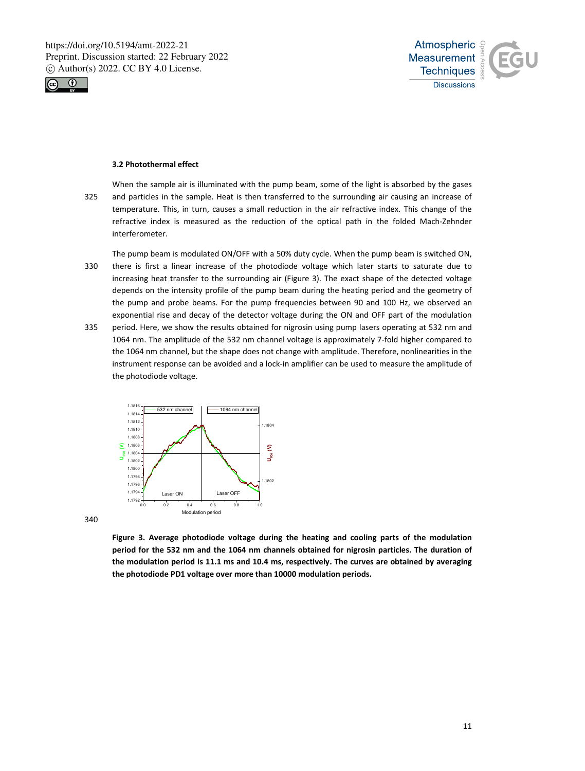### 3.2 Photothermal effect

When the sample air is illuminated with the pump beam, some of the light is absorbed by the gases and particles in the sample. Heat is then transferred to the surrounding air causing an increase of temperature. This, in turn, causes a small reduction in the air refractive index. This change of the refractive index is measured as the reduction of the optical path in the folded Mach-Zehnder interferometer.

The pump beam is modulated ON/OFF with a 50% duty cycle. When the pump beam is switched ON, there is first a linear increase of the photodiode voltage which later starts to saturate due to increasing heat transfer to the surrounding air (Figure 3). The exact shape of the detected voltage depends on the intensity profile of the pump beam during the heating period and the geometry of the pump and probe beams. For the pump frequencies between 90 and 100 Hz, we observed an exponential rise and decay of the detector voltage during the ON and OFF part of the modulation period. Here, we show the results obtained for nigrosin using pump lasers operating at 532 nm and 1064 nm. The amplitude of the 532 nm channel voltage is approximately 7-fold higher compared to the 1064 nm channel, but the shape does not change with amplitude. Therefore, nonlinearities in the instrument response can be avoided and a lock-in amplifier can be used to measure the amplitude of the photodiode voltage.

**Figure 3. Average photodiode voltage during the heating and cooling parts of the modulation period for the 532 nm and the 1064 nm channels obtained for nigrosin particles. The duration of the modulation period is 11.1 ms and 10.4 ms, respectively. The curves are obtained by averaging the photodiode PD1 voltage over more than 10000 modulation periods.**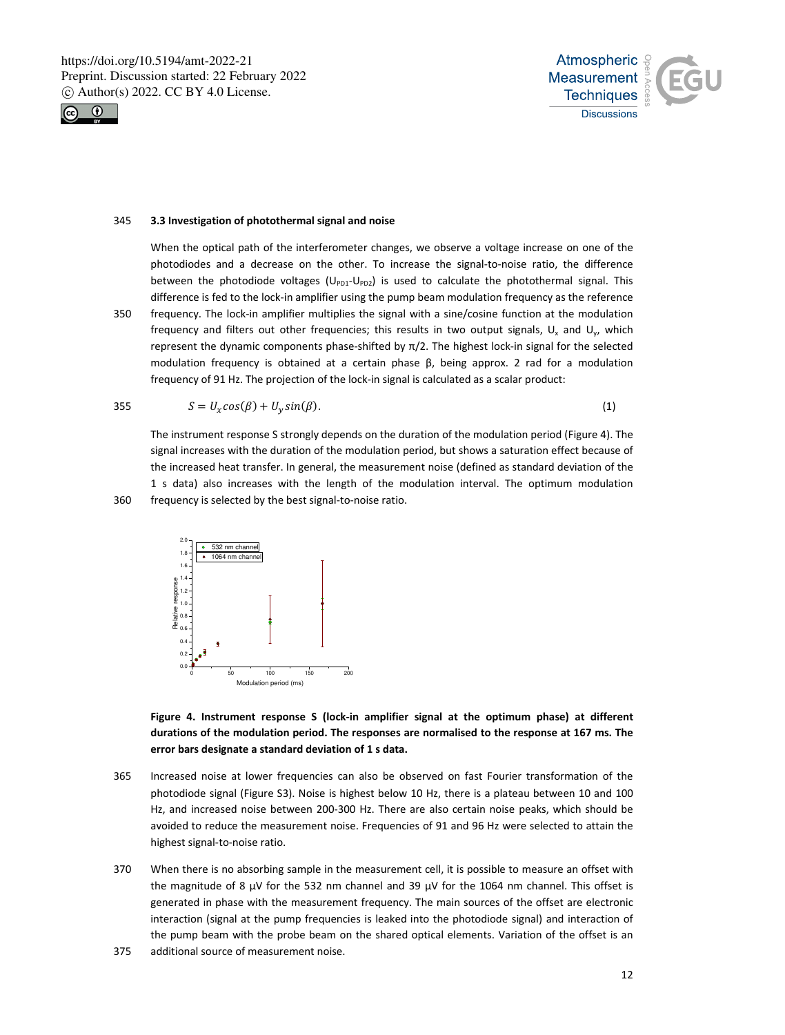### 3.3 Investigation of photothermal signal and noise

When the optical path of the interferometer changes, we observe a voltage increase on one of the photodiodes and a decrease on the other. To increase the signal-to-noise ratio, the difference between the photodiode voltages ($U_{PD1}$-$U_{PD2}$) is used to calculate the photothermal signal. This difference is fed to the lock-in amplifier using the pump beam modulation frequency as the reference frequency. The lock-in amplifier multiplies the signal with a sine/cosine function at the modulation frequency and filters out other frequencies; this results in two output signals, $U_x$ and $U_y$, which represent the dynamic components phase-shifted by $\pi/2$. The highest lock-in signal for the selected modulation frequency is obtained at a certain phase $\beta$, being approx. 2 rad for a modulation frequency of 91 Hz. The projection of the lock-in signal is calculated as a scalar product:

$$S = U_x cos(\beta) + U_y sin(\beta). \tag{1}$$

The instrument response S strongly depends on the duration of the modulation period (Figure 4). The signal increases with the duration of the modulation period, but shows a saturation effect because of the increased heat transfer. In general, the measurement noise (defined as standard deviation of the 1 s data) also increases with the length of the modulation interval. The optimum modulation frequency is selected by the best signal-to-noise ratio.

**Figure 4. Instrument response S (lock-in amplifier signal at the optimum phase) at different durations of the modulation period. The responses are normalised to the response at 167 ms. The error bars designate a standard deviation of 1 s data.**

Increased noise at lower frequencies can also be observed on fast Fourier transformation of the photodiode signal (Figure S3). Noise is highest below 10 Hz, there is a plateau between 10 and 100 Hz, and increased noise between 200-300 Hz. There are also certain noise peaks, which should be avoided to reduce the measurement noise. Frequencies of 91 and 96 Hz were selected to attain the highest signal-to-noise ratio.

When there is no absorbing sample in the measurement cell, it is possible to measure an offset with the magnitude of 8 µV for the 532 nm channel and 39 µV for the 1064 nm channel. This offset is generated in phase with the measurement frequency. The main sources of the offset are electronic interaction (signal at the pump frequencies is leaked into the photodiode signal) and interaction of the pump beam with the probe beam on the shared optical elements. Variation of the offset is an additional source of measurement noise.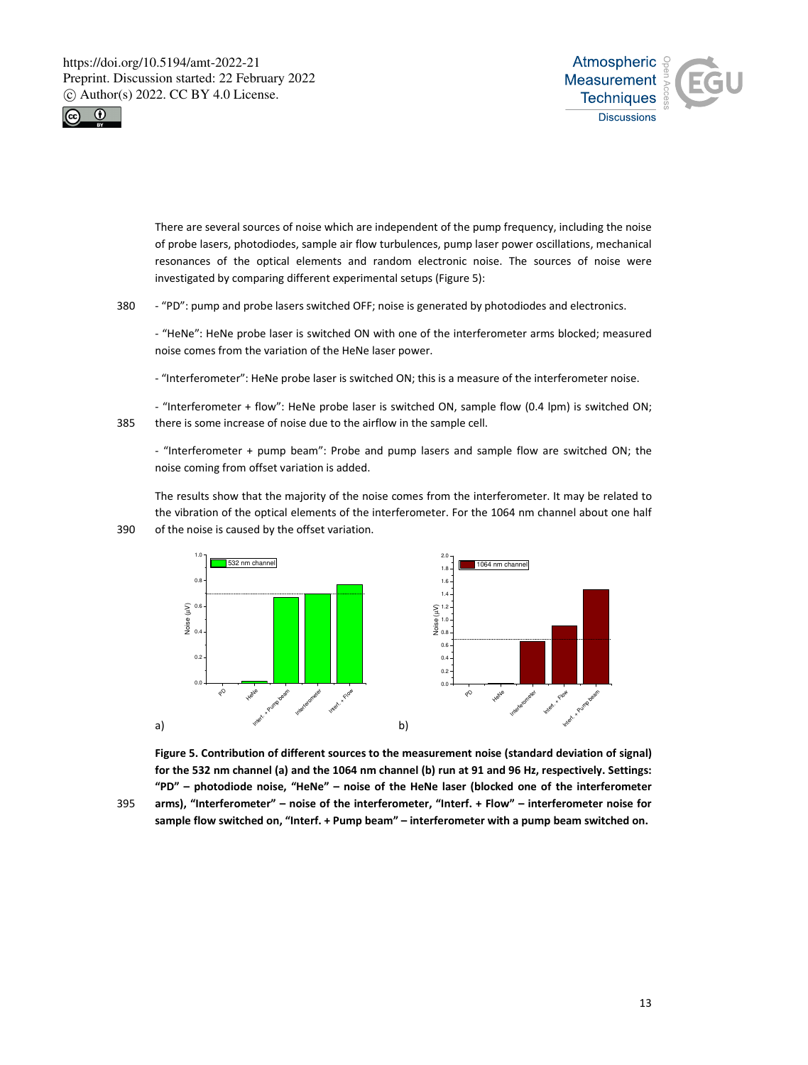There are several sources of noise which are independent of the pump frequency, including the noise of probe lasers, photodiodes, sample air flow turbulences, pump laser power oscillations, mechanical resonances of the optical elements and random electronic noise. The sources of noise were investigated by comparing different experimental setups (Figure 5):

- "PD": pump and probe lasers switched OFF; noise is generated by photodiodes and electronics.

- "HeNe": HeNe probe laser is switched ON with one of the interferometer arms blocked; measured noise comes from the variation of the HeNe laser power.

- "Interferometer": HeNe probe laser is switched ON; this is a measure of the interferometer noise.

- "Interferometer + flow": HeNe probe laser is switched ON, sample flow (0.4 lpm) is switched ON; there is some increase of noise due to the airflow in the sample cell.

- "Interferometer + pump beam": Probe and pump lasers and sample flow are switched ON; the noise coming from offset variation is added.

The results show that the majority of the noise comes from the interferometer. It may be related to the vibration of the optical elements of the interferometer. For the 1064 nm channel about one half of the noise is caused by the offset variation.

**Figure 5. Contribution of different sources to the measurement noise (standard deviation of signal) for the 532 nm channel (a) and the 1064 nm channel (b) run at 91 and 96 Hz, respectively. Settings: "PD" – photodiode noise, "HeNe" – noise of the HeNe laser (blocked one of the interferometer arms), "Interferometer" – noise of the interferometer, "Interf. + Flow" – interferometer noise for sample flow switched on, "Interf. + Pump beam" – interferometer with a pump beam switched on.**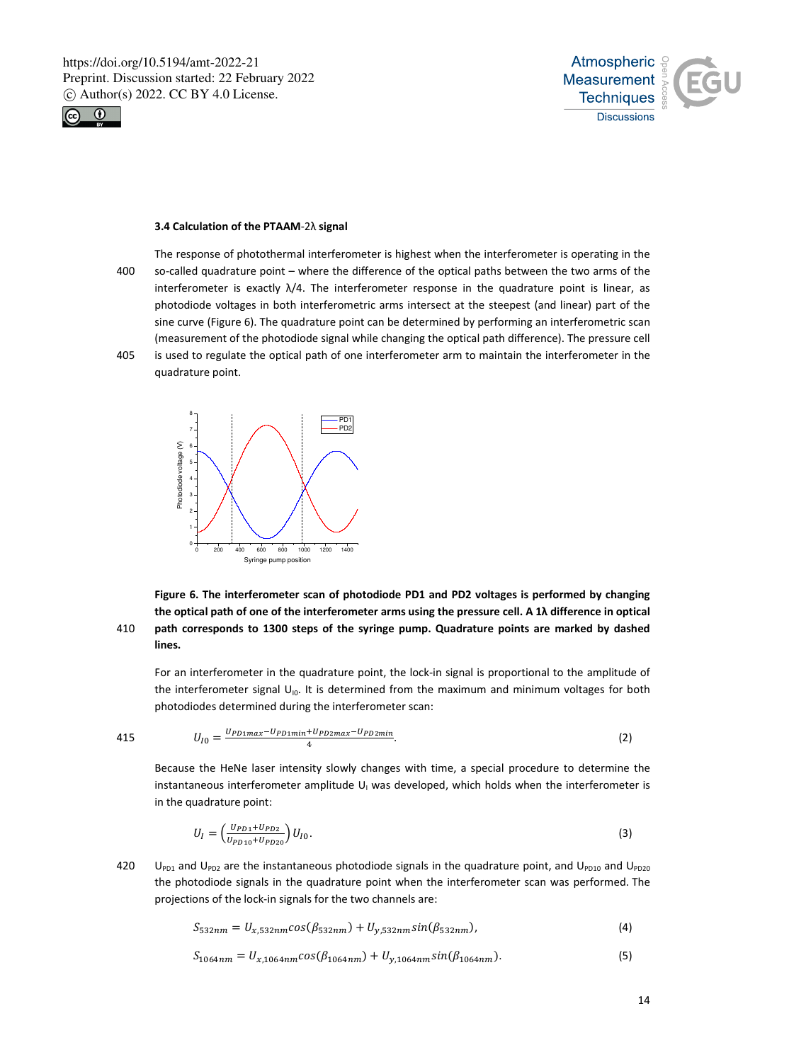### 3.4 Calculation of the PTAAM-2λ signal

The response of photothermal interferometer is highest when the interferometer is operating in the so-called quadrature point – where the difference of the optical paths between the two arms of the interferometer is exactly λ/4. The interferometer response in the quadrature point is linear, as photodiode voltages in both interferometric arms intersect at the steepest (and linear) part of the sine curve (Figure 6). The quadrature point can be determined by performing an interferometric scan (measurement of the photodiode signal while changing the optical path difference). The pressure cell is used to regulate the optical path of one interferometer arm to maintain the interferometer in the quadrature point.

**Figure 6. The interferometer scan of photodiode PD1 and PD2 voltages is performed by changing the optical path of one of the interferometer arms using the pressure cell. A 1λ difference in optical path corresponds to 1300 steps of the syringe pump. Quadrature points are marked by dashed lines.**

For an interferometer in the quadrature point, the lock-in signal is proportional to the amplitude of the interferometer signal $U_{I0}$. It is determined from the maximum and minimum voltages for both photodiodes determined during the interferometer scan:

$$U_{I0} = \frac{U_{PD1max} - U_{PD1min} + U_{PD2max} - U_{PD2min}}{4}. \tag{2}$$

Because the HeNe laser intensity slowly changes with time, a special procedure to determine the instantaneous interferometer amplitude $U_I$ was developed, which holds when the interferometer is in the quadrature point:

$$U_I = \left(\frac{U_{PD1} + U_{PD2}}{U_{PD10} + U_{PD20}}\right) U_{I0}. \tag{3}$$

$U_{PD1}$ and $U_{PD2}$ are the instantaneous photodiode signals in the quadrature point, and $U_{PD10}$ and $U_{PD20}$ the photodiode signals in the quadrature point when the interferometer scan was performed. The projections of the lock-in signals for the two channels are:

$$S_{532nm} = U_{x,532nm} cos(\beta_{532nm}) + U_{y,532nm} sin(\beta_{532nm}), \tag{4}$$

$$S_{1064nm} = U_{x,1064nm} cos(\beta_{1064nm}) + U_{y,1064nm} sin(\beta_{1064nm}). \tag{5}$$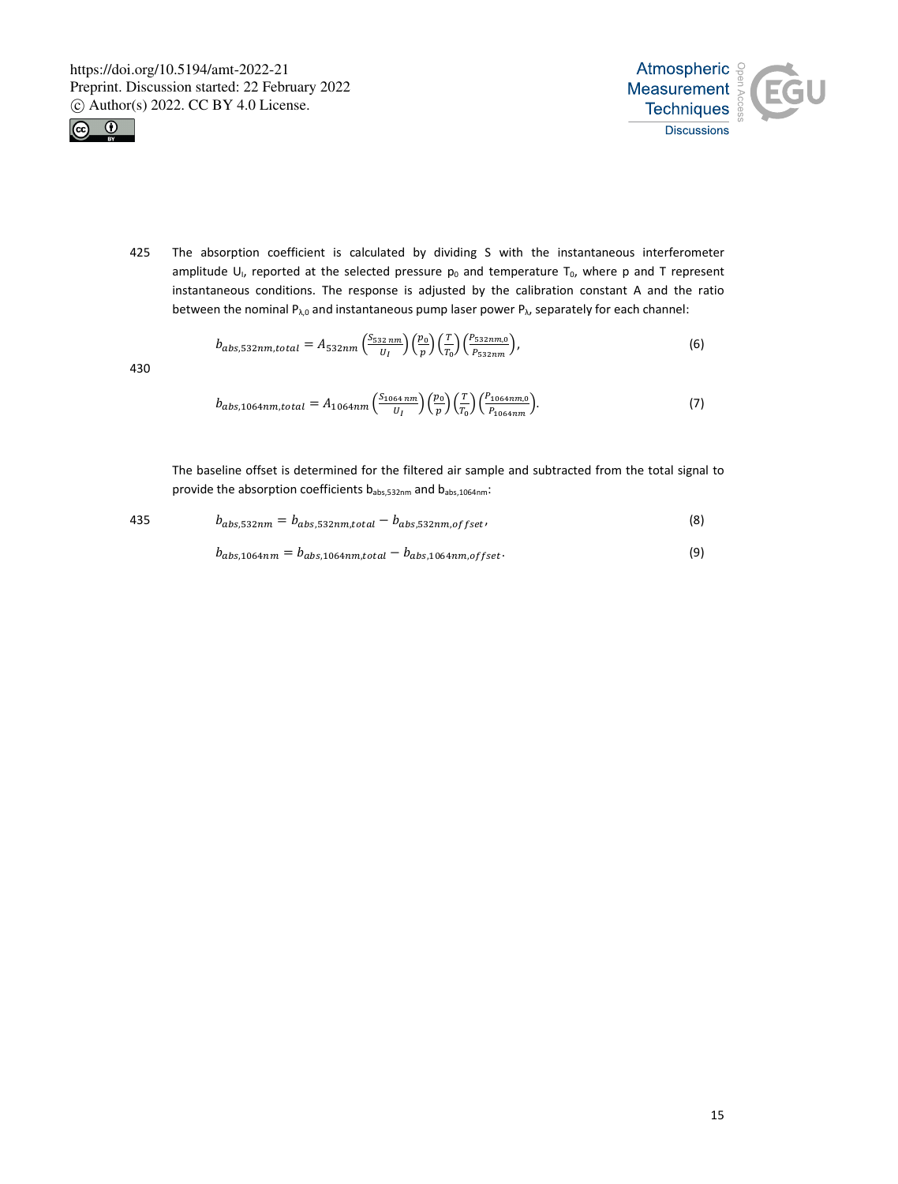The absorption coefficient is calculated by dividing S with the instantaneous interferometer amplitude $U_I$, reported at the selected pressure $p_0$ and temperature $T_0$, where p and T represent instantaneous conditions. The response is adjusted by the calibration constant A and the ratio between the nominal $P_{\lambda,0}$ and instantaneous pump laser power $P_\lambda$, separately for each channel:

$$b_{abs,532nm,total} = A_{532nm}\left(\frac{S_{532\,nm}}{U_I}\right)\left(\frac{p_0}{p}\right)\left(\frac{T}{T_0}\right)\left(\frac{P_{532nm,0}}{P_{532nm}}\right), \tag{6}$$

$$b_{abs,1064nm,total} = A_{1064nm}\left(\frac{S_{1064\,nm}}{U_I}\right)\left(\frac{p_0}{p}\right)\left(\frac{T}{T_0}\right)\left(\frac{P_{1064nm,0}}{P_{1064nm}}\right). \tag{7}$$

The baseline offset is determined for the filtered air sample and subtracted from the total signal to provide the absorption coefficients $b_{abs,532nm}$ and $b_{abs,1064nm}$:

$$b_{abs,532nm} = b_{abs,532nm,total} - b_{abs,532nm,offset}, \tag{8}$$

$$b_{abs,1064nm} = b_{abs,1064nm,total} - b_{abs,1064nm,offset}. \tag{9}$$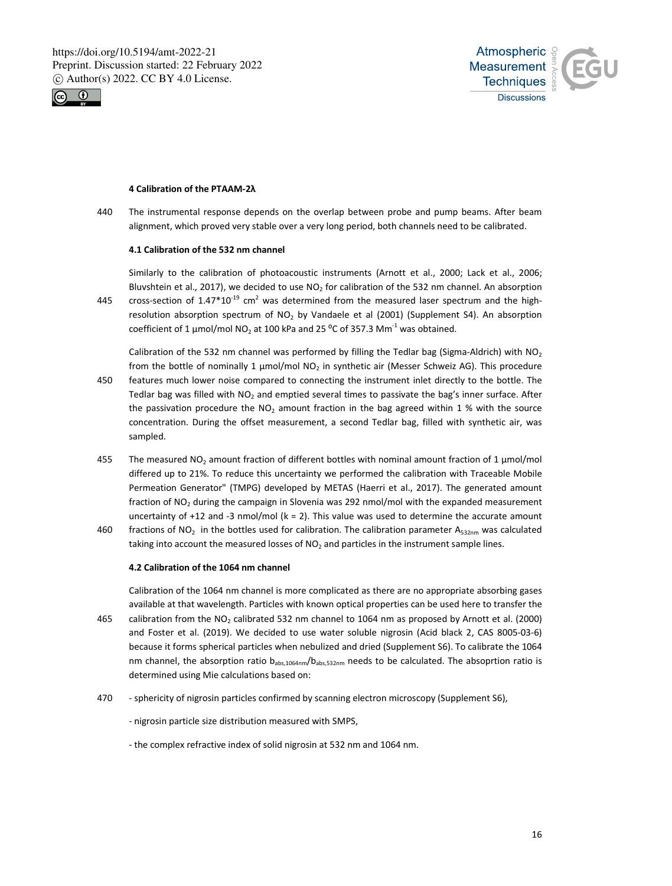## 4 Calibration of the PTAAM-2λ

The instrumental response depends on the overlap between probe and pump beams. After beam alignment, which proved very stable over a very long period, both channels need to be calibrated.

### 4.1 Calibration of the 532 nm channel

Similarly to the calibration of photoacoustic instruments (Arnott et al., 2000; Lack et al., 2006; Bluvshtein et al., 2017), we decided to use $NO_2$ for calibration of the 532 nm channel. An absorption cross-section of $1.47 \cdot 10^{-19}$ $cm^2$ was determined from the measured laser spectrum and the high-resolution absorption spectrum of $NO_2$ by Vandaele et al (2001) (Supplement S4). An absorption coefficient of 1 µmol/mol $NO_2$ at 100 kPa and 25 $^oC$ of 357.3 $Mm^{-1}$ was obtained.

Calibration of the 532 nm channel was performed by filling the Tedlar bag (Sigma-Aldrich) with $NO_2$ from the bottle of nominally 1 µmol/mol $NO_2$ in synthetic air (Messer Schweiz AG). This procedure features much lower noise compared to connecting the instrument inlet directly to the bottle. The Tedlar bag was filled with $NO_2$ and emptied several times to passivate the bag's inner surface. After the passivation procedure the $NO_2$ amount fraction in the bag agreed within 1 % with the source concentration. During the offset measurement, a second Tedlar bag, filled with synthetic air, was sampled.

The measured $NO_2$ amount fraction of different bottles with nominal amount fraction of 1 µmol/mol differed up to 21%. To reduce this uncertainty we performed the calibration with Traceable Mobile Permeation Generator" (TMPG) developed by METAS (Haerri et al., 2017). The generated amount fraction of $NO_2$ during the campaign in Slovenia was 292 nmol/mol with the expanded measurement uncertainty of +12 and -3 nmol/mol (k = 2). This value was used to determine the accurate amount fractions of $NO_2$ in the bottles used for calibration. The calibration parameter $A_{532nm}$ was calculated taking into account the measured losses of $NO_2$ and particles in the instrument sample lines.

### 4.2 Calibration of the 1064 nm channel

Calibration of the 1064 nm channel is more complicated as there are no appropriate absorbing gases available at that wavelength. Particles with known optical properties can be used here to transfer the calibration from the $NO_2$ calibrated 532 nm channel to 1064 nm as proposed by Arnott et al. (2000) and Foster et al. (2019). We decided to use water soluble nigrosin (Acid black 2, CAS 8005-03-6) because it forms spherical particles when nebulized and dried (Supplement S6). To calibrate the 1064 nm channel, the absorption ratio $b_{abs,1064nm}/b_{abs,532nm}$ needs to be calculated. The absoprtion ratio is determined using Mie calculations based on:

- sphericity of nigrosin particles confirmed by scanning electron microscopy (Supplement S6),

- nigrosin particle size distribution measured with SMPS,

- the complex refractive index of solid nigrosin at 532 nm and 1064 nm.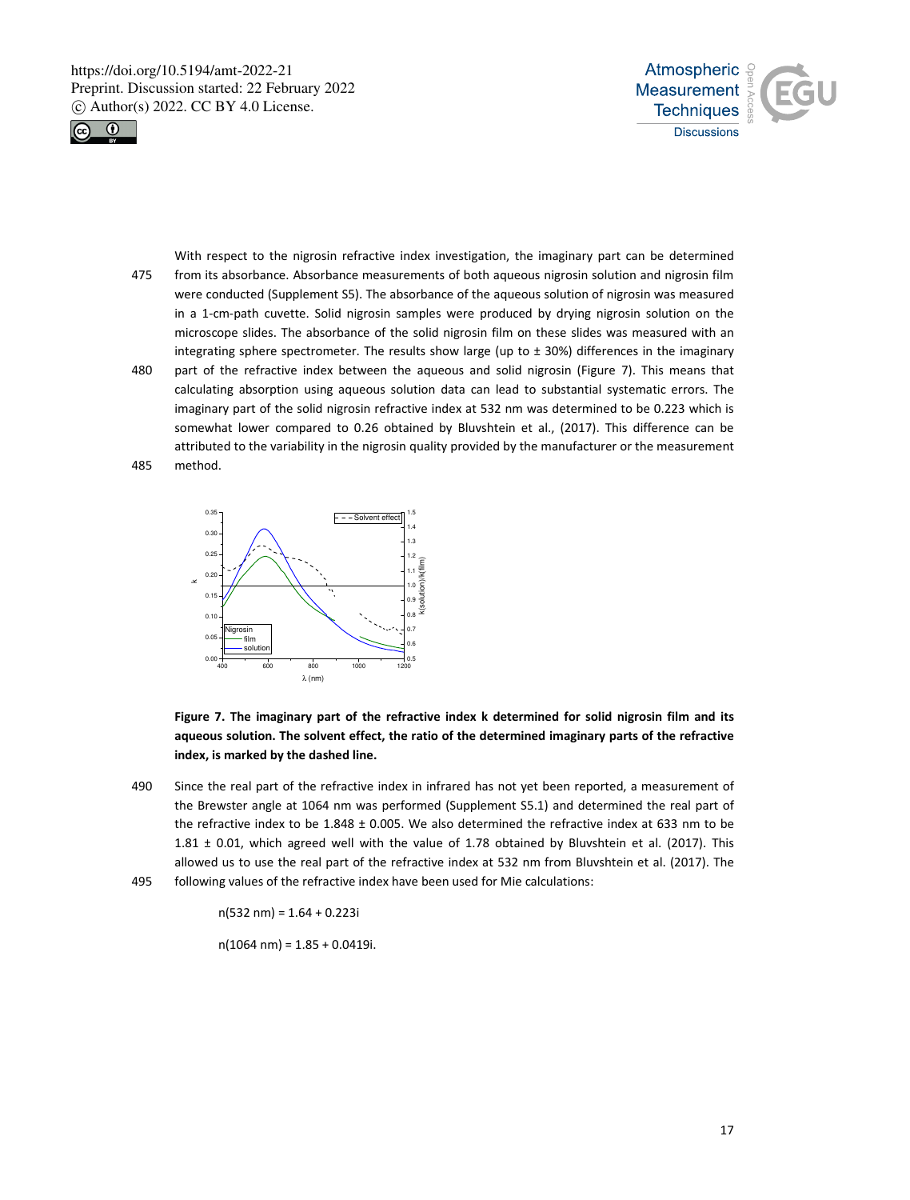With respect to the nigrosin refractive index investigation, the imaginary part can be determined from its absorbance. Absorbance measurements of both aqueous nigrosin solution and nigrosin film were conducted (Supplement S5). The absorbance of the aqueous solution of nigrosin was measured in a 1-cm-path cuvette. Solid nigrosin samples were produced by drying nigrosin solution on the microscope slides. The absorbance of the solid nigrosin film on these slides was measured with an integrating sphere spectrometer. The results show large (up to ± 30%) differences in the imaginary part of the refractive index between the aqueous and solid nigrosin (Figure 7). This means that calculating absorption using aqueous solution data can lead to substantial systematic errors. The imaginary part of the solid nigrosin refractive index at 532 nm was determined to be 0.223 which is somewhat lower compared to 0.26 obtained by Bluvshtein et al., (2017). This difference can be attributed to the variability in the nigrosin quality provided by the manufacturer or the measurement method.

**Figure 7. The imaginary part of the refractive index k determined for solid nigrosin film and its aqueous solution. The solvent effect, the ratio of the determined imaginary parts of the refractive index, is marked by the dashed line.**

Since the real part of the refractive index in infrared has not yet been reported, a measurement of the Brewster angle at 1064 nm was performed (Supplement S5.1) and determined the real part of the refractive index to be 1.848 ± 0.005. We also determined the refractive index at 633 nm to be 1.81 ± 0.01, which agreed well with the value of 1.78 obtained by Bluvshtein et al. (2017). This allowed us to use the real part of the refractive index at 532 nm from Bluvshtein et al. (2017). The following values of the refractive index have been used for Mie calculations:

$$n(532\ \text{nm}) = 1.64 + 0.223i$$

$$n(1064\ \text{nm}) = 1.85 + 0.0419i.$$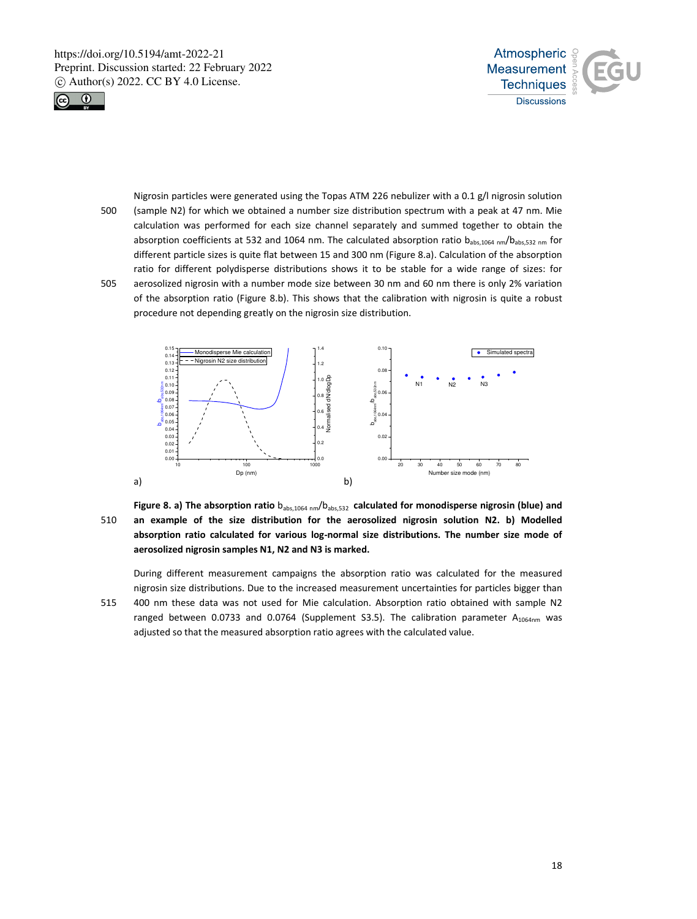Nigrosin particles were generated using the Topas ATM 226 nebulizer with a 0.1 g/l nigrosin solution (sample N2) for which we obtained a number size distribution spectrum with a peak at 47 nm. Mie calculation was performed for each size channel separately and summed together to obtain the absorption coefficients at 532 and 1064 nm. The calculated absorption ratio $b_{abs,1064\ nm}/b_{abs,532\ nm}$ for different particle sizes is quite flat between 15 and 300 nm (Figure 8.a). Calculation of the absorption ratio for different polydisperse distributions shows it to be stable for a wide range of sizes: for aerosolized nigrosin with a number mode size between 30 nm and 60 nm there is only 2% variation of the absorption ratio (Figure 8.b). This shows that the calibration with nigrosin is quite a robust procedure not depending greatly on the nigrosin size distribution.

**Figure 8. a) The absorption ratio $b_{abs,1064\ nm}/b_{abs,532}$ calculated for monodisperse nigrosin (blue) and an example of the size distribution for the aerosolized nigrosin solution N2. b) Modelled absorption ratio calculated for various log-normal size distributions. The number size mode of aerosolized nigrosin samples N1, N2 and N3 is marked.**

During different measurement campaigns the absorption ratio was calculated for the measured nigrosin size distributions. Due to the increased measurement uncertainties for particles bigger than 400 nm these data was not used for Mie calculation. Absorption ratio obtained with sample N2 ranged between 0.0733 and 0.0764 (Supplement S3.5). The calibration parameter $A_{1064nm}$ was adjusted so that the measured absorption ratio agrees with the calculated value.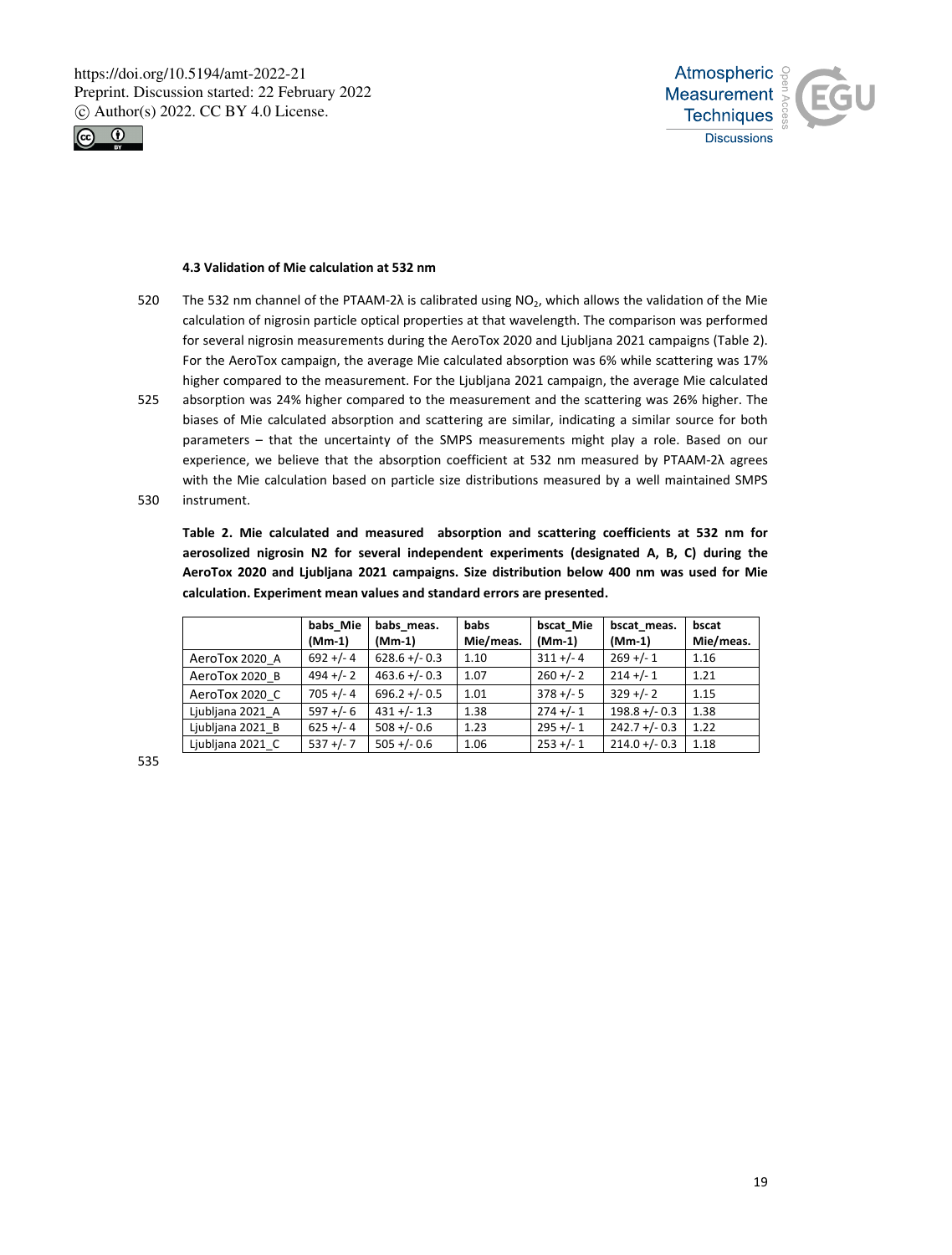### 4.3 Validation of Mie calculation at 532 nm

The 532 nm channel of the PTAAM-2λ is calibrated using $NO_2$, which allows the validation of the Mie calculation of nigrosin particle optical properties at that wavelength. The comparison was performed for several nigrosin measurements during the AeroTox 2020 and Ljubljana 2021 campaigns (Table 2). For the AeroTox campaign, the average Mie calculated absorption was 6% while scattering was 17% higher compared to the measurement. For the Ljubljana 2021 campaign, the average Mie calculated absorption was 24% higher compared to the measurement and the scattering was 26% higher. The biases of Mie calculated absorption and scattering are similar, indicating a similar source for both parameters – that the uncertainty of the SMPS measurements might play a role. Based on our experience, we believe that the absorption coefficient at 532 nm measured by PTAAM-2λ agrees with the Mie calculation based on particle size distributions measured by a well maintained SMPS instrument.

**Table 2. Mie calculated and measured absorption and scattering coefficients at 532 nm for aerosolized nigrosin N2 for several independent experiments (designated A, B, C) during the AeroTox 2020 and Ljubljana 2021 campaigns. Size distribution below 400 nm was used for Mie calculation. Experiment mean values and standard errors are presented.**

| | babs_Mie (Mm-1) | babs_meas. (Mm-1) | babs Mie/meas. | bscat_Mie (Mm-1) | bscat_meas. (Mm-1) | bscat Mie/meas. |
|---|---|---|---|---|---|---|
| AeroTox 2020_A | 692 +/- 4 | 628.6 +/- 0.3 | 1.10 | 311 +/- 4 | 269 +/- 1 | 1.16 |
| AeroTox 2020_B | 494 +/- 2 | 463.6 +/- 0.3 | 1.07 | 260 +/- 2 | 214 +/- 1 | 1.21 |
| AeroTox 2020_C | 705 +/- 4 | 696.2 +/- 0.5 | 1.01 | 378 +/- 5 | 329 +/- 2 | 1.15 |
| Ljubljana 2021_A | 597 +/- 6 | 431 +/- 1.3 | 1.38 | 274 +/- 1 | 198.8 +/- 0.3 | 1.38 |
| Ljubljana 2021_B | 625 +/- 4 | 508 +/- 0.6 | 1.23 | 295 +/- 1 | 242.7 +/- 0.3 | 1.22 |
| Ljubljana 2021_C | 537 +/- 7 | 505 +/- 0.6 | 1.06 | 253 +/- 1 | 214.0 +/- 0.3 | 1.18 |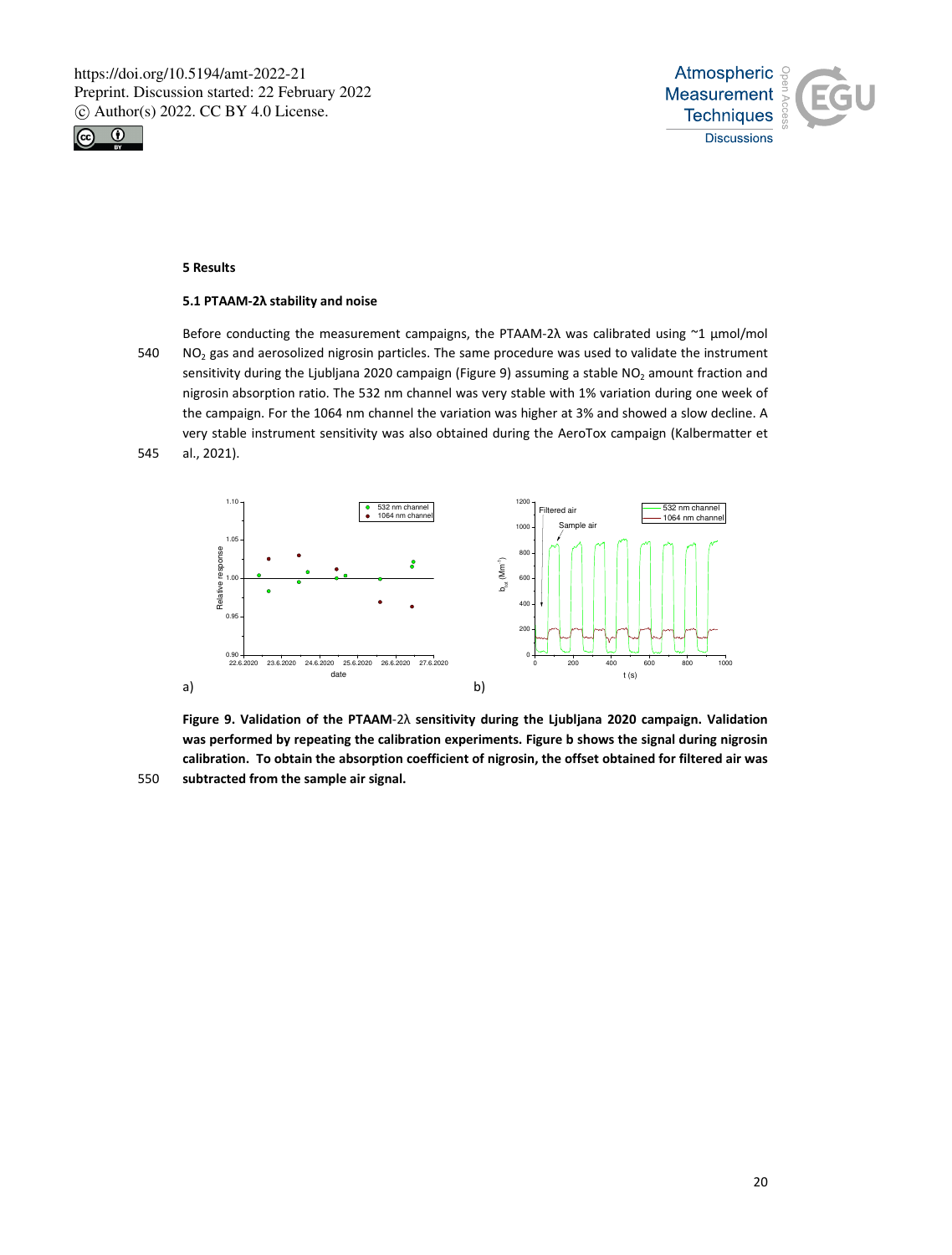## 5 Results

### 5.1 PTAAM-2λ stability and noise

Before conducting the measurement campaigns, the PTAAM-2λ was calibrated using ~1 μmol/mol $NO_2$ gas and aerosolized nigrosin particles. The same procedure was used to validate the instrument sensitivity during the Ljubljana 2020 campaign (Figure 9) assuming a stable $NO_2$ amount fraction and nigrosin absorption ratio. The 532 nm channel was very stable with 1% variation during one week of the campaign. For the 1064 nm channel the variation was higher at 3% and showed a slow decline. A very stable instrument sensitivity was also obtained during the AeroTox campaign (Kalbermatter et al., 2021).

**Figure 9. Validation of the PTAAM-2λ sensitivity during the Ljubljana 2020 campaign. Validation was performed by repeating the calibration experiments. Figure b shows the signal during nigrosin calibration. To obtain the absorption coefficient of nigrosin, the offset obtained for filtered air was subtracted from the sample air signal.**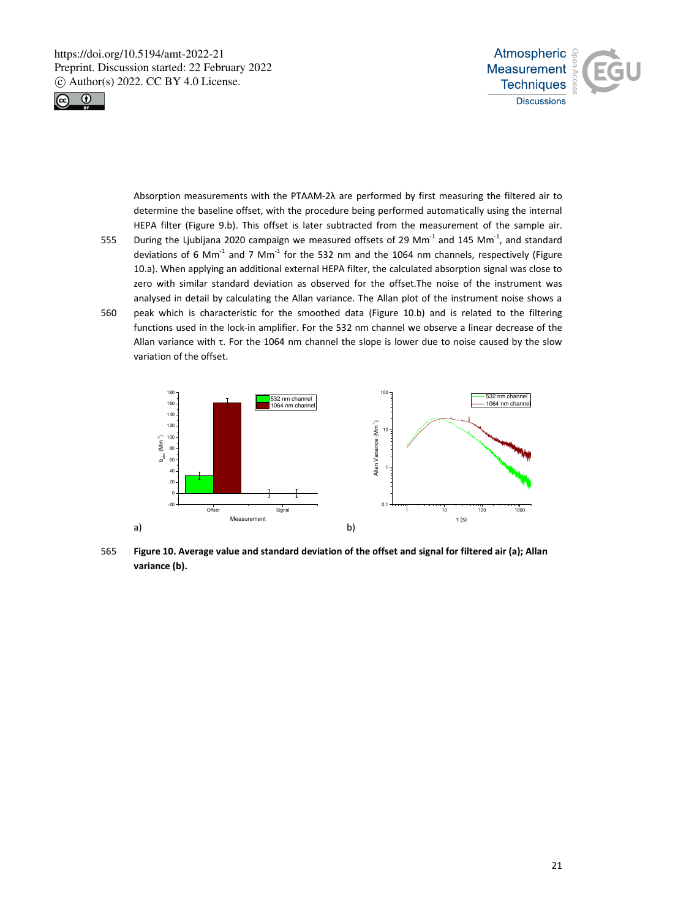Absorption measurements with the PTAAM-2λ are performed by first measuring the filtered air to determine the baseline offset, with the procedure being performed automatically using the internal HEPA filter (Figure 9.b). This offset is later subtracted from the measurement of the sample air. During the Ljubljana 2020 campaign we measured offsets of 29 $Mm^{-1}$ and 145 $Mm^{-1}$, and standard deviations of 6 $Mm^{-1}$ and 7 $Mm^{-1}$ for the 532 nm and the 1064 nm channels, respectively (Figure 10.a). When applying an additional external HEPA filter, the calculated absorption signal was close to zero with similar standard deviation as observed for the offset.The noise of the instrument was analysed in detail by calculating the Allan variance. The Allan plot of the instrument noise shows a peak which is characteristic for the smoothed data (Figure 10.b) and is related to the filtering functions used in the lock-in amplifier. For the 532 nm channel we observe a linear decrease of the Allan variance with τ. For the 1064 nm channel the slope is lower due to noise caused by the slow variation of the offset.

**Figure 10. Average value and standard deviation of the offset and signal for filtered air (a); Allan variance (b).**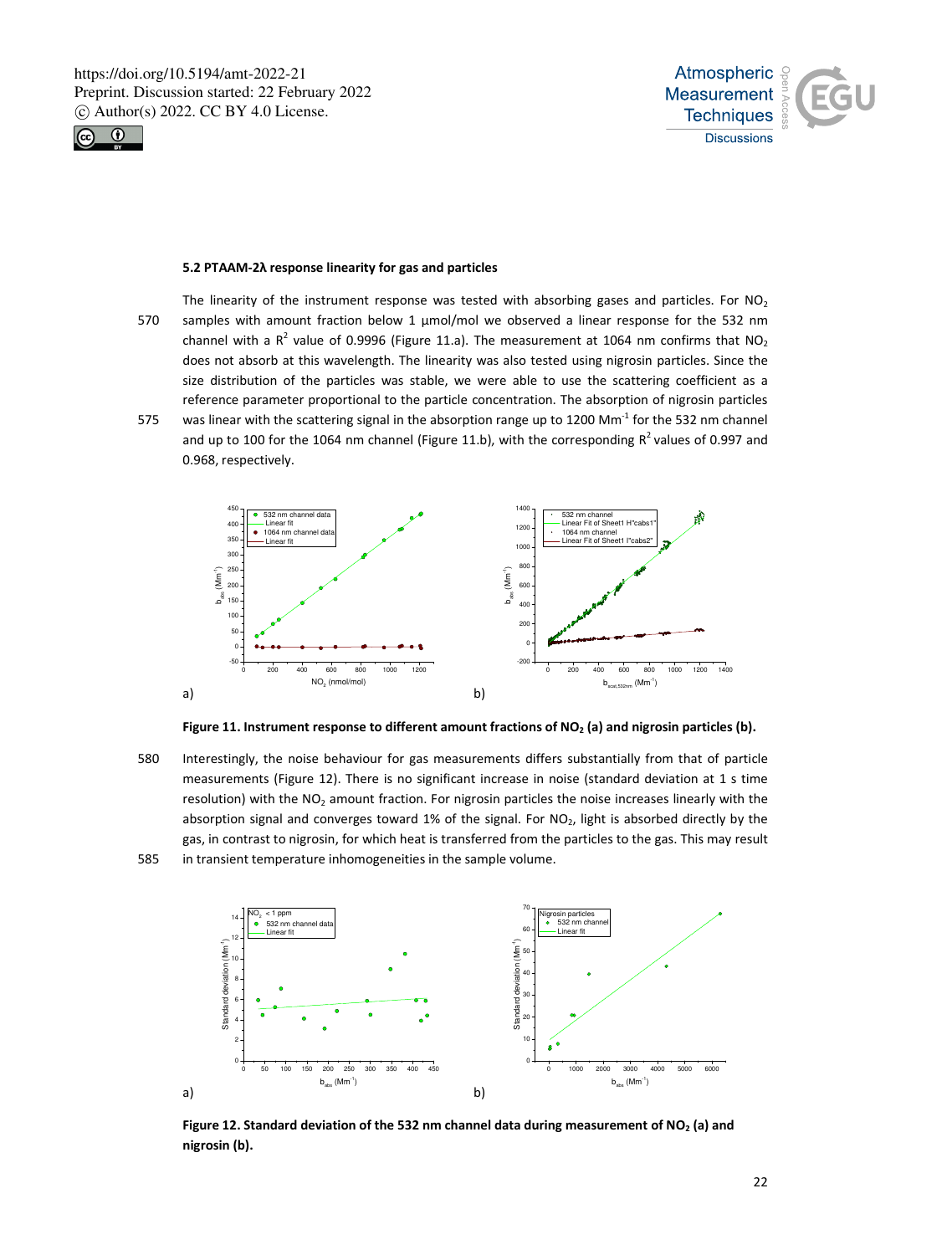### 5.2 PTAAM-2λ response linearity for gas and particles

The linearity of the instrument response was tested with absorbing gases and particles. For $NO_2$ samples with amount fraction below 1 µmol/mol we observed a linear response for the 532 nm channel with a $R^2$ value of 0.9996 (Figure 11.a). The measurement at 1064 nm confirms that $NO_2$ does not absorb at this wavelength. The linearity was also tested using nigrosin particles. Since the size distribution of the particles was stable, we were able to use the scattering coefficient as a reference parameter proportional to the particle concentration. The absorption of nigrosin particles was linear with the scattering signal in the absorption range up to 1200 $Mm^{-1}$ for the 532 nm channel and up to 100 for the 1064 nm channel (Figure 11.b), with the corresponding $R^2$ values of 0.997 and 0.968, respectively.

**Figure 11. Instrument response to different amount fractions of $NO_2$ (a) and nigrosin particles (b).**

Interestingly, the noise behaviour for gas measurements differs substantially from that of particle measurements (Figure 12). There is no significant increase in noise (standard deviation at 1 s time resolution) with the $NO_2$ amount fraction. For nigrosin particles the noise increases linearly with the absorption signal and converges toward 1% of the signal. For $NO_2$, light is absorbed directly by the gas, in contrast to nigrosin, for which heat is transferred from the particles to the gas. This may result in transient temperature inhomogeneities in the sample volume.

**Figure 12. Standard deviation of the 532 nm channel data during measurement of $NO_2$ (a) and nigrosin (b).**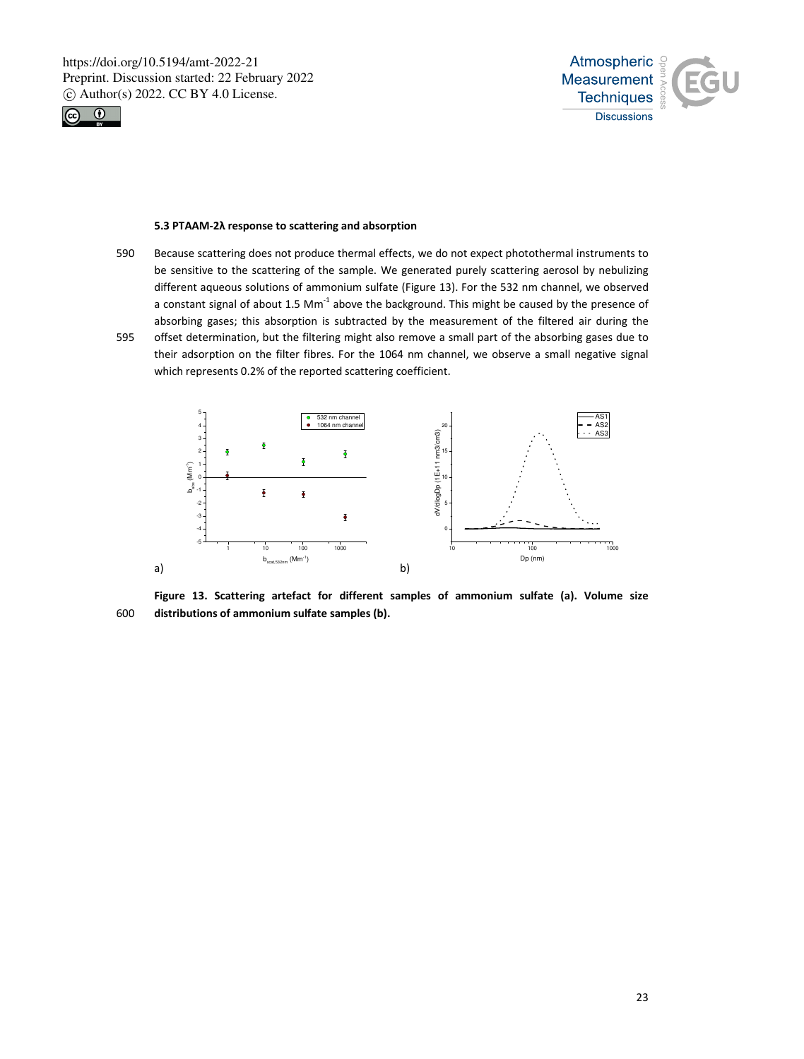### 5.3 PTAAM-2λ response to scattering and absorption

Because scattering does not produce thermal effects, we do not expect photothermal instruments to be sensitive to the scattering of the sample. We generated purely scattering aerosol by nebulizing different aqueous solutions of ammonium sulfate (Figure 13). For the 532 nm channel, we observed a constant signal of about 1.5 $Mm^{-1}$ above the background. This might be caused by the presence of absorbing gases; this absorption is subtracted by the measurement of the filtered air during the offset determination, but the filtering might also remove a small part of the absorbing gases due to their adsorption on the filter fibres. For the 1064 nm channel, we observe a small negative signal which represents 0.2% of the reported scattering coefficient.

**Figure 13. Scattering artefact for different samples of ammonium sulfate (a). Volume size distributions of ammonium sulfate samples (b).**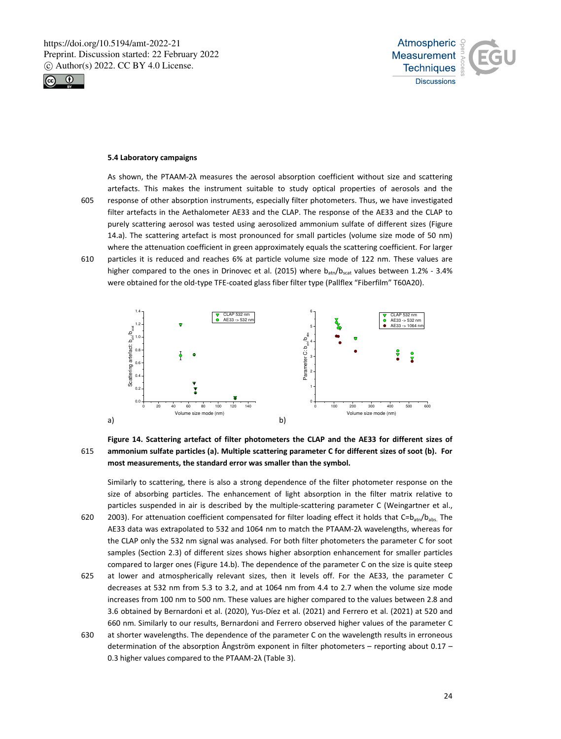### 5.4 Laboratory campaigns

As shown, the PTAAM-2λ measures the aerosol absorption coefficient without size and scattering artefacts. This makes the instrument suitable to study optical properties of aerosols and the response of other absorption instruments, especially filter photometers. Thus, we have investigated filter artefacts in the Aethalometer AE33 and the CLAP. The response of the AE33 and the CLAP to purely scattering aerosol was tested using aerosolized ammonium sulfate of different sizes (Figure 14.a). The scattering artefact is most pronounced for small particles (volume size mode of 50 nm) where the attenuation coefficient in green approximately equals the scattering coefficient. For larger particles it is reduced and reaches 6% at particle volume size mode of 122 nm. These values are higher compared to the ones in Drinovec et al. (2015) where $b_{atn}/b_{scat}$ values between 1.2% - 3.4% were obtained for the old-type TFE-coated glass fiber filter type (Pallflex "Fiberfilm" T60A20).

**Figure 14. Scattering artefact of filter photometers the CLAP and the AE33 for different sizes of ammonium sulfate particles (a). Multiple scattering parameter C for different sizes of soot (b). For most measurements, the standard error was smaller than the symbol.**

Similarly to scattering, there is also a strong dependence of the filter photometer response on the size of absorbing particles. The enhancement of light absorption in the filter matrix relative to particles suspended in air is described by the multiple-scattering parameter C (Weingartner et al., 2003). For attenuation coefficient compensated for filter loading effect it holds that $C=b_{atn}/b_{abs}$. The AE33 data was extrapolated to 532 and 1064 nm to match the PTAAM-2λ wavelengths, whereas for the CLAP only the 532 nm signal was analysed. For both filter photometers the parameter C for soot samples (Section 2.3) of different sizes shows higher absorption enhancement for smaller particles compared to larger ones (Figure 14.b). The dependence of the parameter C on the size is quite steep at lower and atmospherically relevant sizes, then it levels off. For the AE33, the parameter C decreases at 532 nm from 5.3 to 3.2, and at 1064 nm from 4.4 to 2.7 when the volume size mode increases from 100 nm to 500 nm. These values are higher compared to the values between 2.8 and 3.6 obtained by Bernardoni et al. (2020), Yus-Díez et al. (2021) and Ferrero et al. (2021) at 520 and 660 nm. Similarly to our results, Bernardoni and Ferrero observed higher values of the parameter C at shorter wavelengths. The dependence of the parameter C on the wavelength results in erroneous determination of the absorption Ångström exponent in filter photometers – reporting about 0.17 – 0.3 higher values compared to the PTAAM-2λ (Table 3).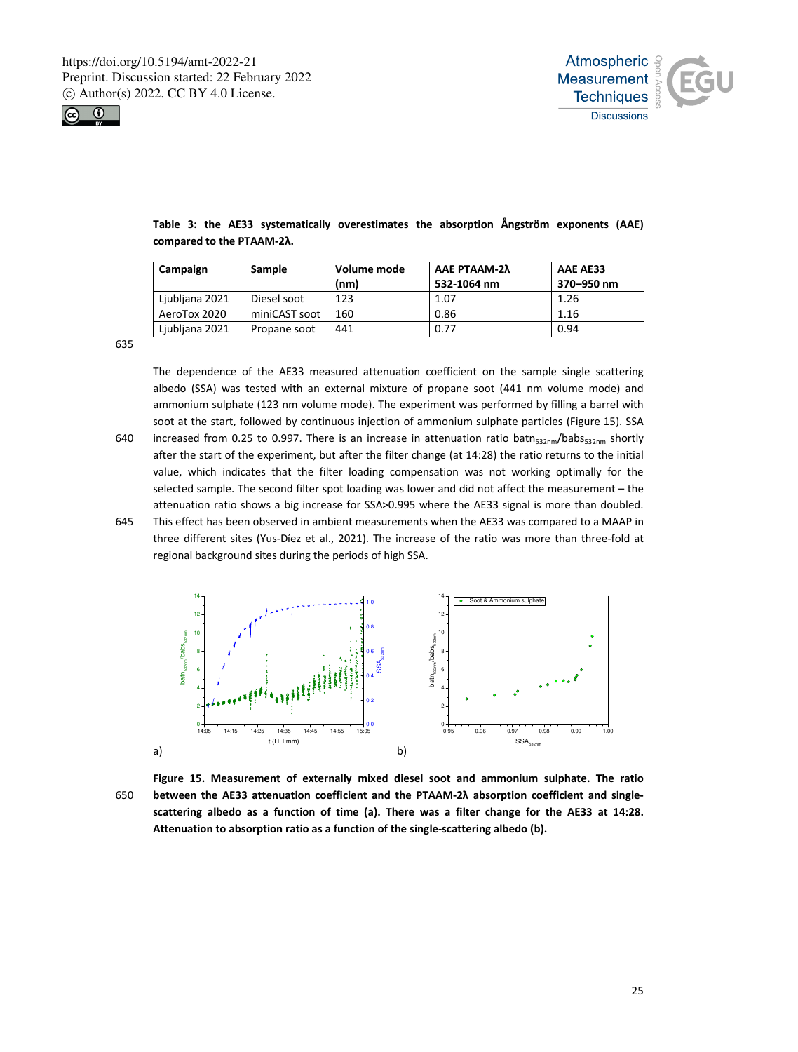**Table 3: the AE33 systematically overestimates the absorption Ångström exponents (AAE) compared to the PTAAM-2λ.**

| Campaign | Sample | Volume mode (nm) | AAE PTAAM-2λ 532-1064 nm | AAE AE33 370–950 nm |
|---|---|---|---|---|
| Ljubljana 2021 | Diesel soot | 123 | 1.07 | 1.26 |
| AeroTox 2020 | miniCAST soot | 160 | 0.86 | 1.16 |
| Ljubljana 2021 | Propane soot | 441 | 0.77 | 0.94 |

The dependence of the AE33 measured attenuation coefficient on the sample single scattering albedo (SSA) was tested with an external mixture of propane soot (441 nm volume mode) and ammonium sulphate (123 nm volume mode). The experiment was performed by filling a barrel with soot at the start, followed by continuous injection of ammonium sulphate particles (Figure 15). SSA increased from 0.25 to 0.997. There is an increase in attenuation ratio $batn_{532nm}/babs_{532nm}$ shortly after the start of the experiment, but after the filter change (at 14:28) the ratio returns to the initial value, which indicates that the filter loading compensation was not working optimally for the selected sample. The second filter spot loading was lower and did not affect the measurement – the attenuation ratio shows a big increase for SSA>0.995 where the AE33 signal is more than doubled. This effect has been observed in ambient measurements when the AE33 was compared to a MAAP in three different sites (Yus-Díez et al., 2021). The increase of the ratio was more than three-fold at regional background sites during the periods of high SSA.

**Figure 15. Measurement of externally mixed diesel soot and ammonium sulphate. The ratio between the AE33 attenuation coefficient and the PTAAM-2λ absorption coefficient and single-scattering albedo as a function of time (a). There was a filter change for the AE33 at 14:28. Attenuation to absorption ratio as a function of the single-scattering albedo (b).**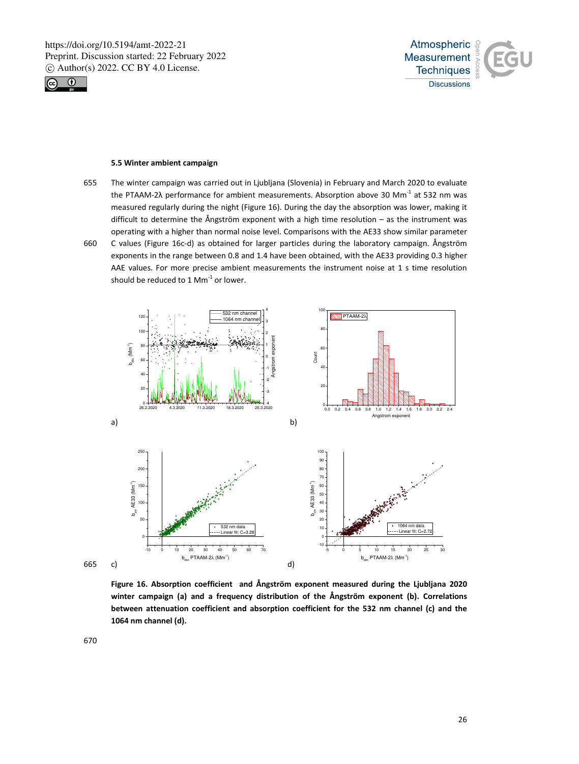### 5.5 Winter ambient campaign

The winter campaign was carried out in Ljubljana (Slovenia) in February and March 2020 to evaluate the PTAAM-2λ performance for ambient measurements. Absorption above 30 $Mm^{-1}$ at 532 nm was measured regularly during the night (Figure 16). During the day the absorption was lower, making it difficult to determine the Ångström exponent with a high time resolution – as the instrument was operating with a higher than normal noise level. Comparisons with the AE33 show similar parameter C values (Figure 16c-d) as obtained for larger particles during the laboratory campaign. Ångström exponents in the range between 0.8 and 1.4 have been obtained, with the AE33 providing 0.3 higher AAE values. For more precise ambient measurements the instrument noise at 1 s time resolution should be reduced to 1 $Mm^{-1}$ or lower.

**Figure 16. Absorption coefficient and Ångström exponent measured during the Ljubljana 2020 winter campaign (a) and a frequency distribution of the Ångström exponent (b). Correlations between attenuation coefficient and absorption coefficient for the 532 nm channel (c) and the 1064 nm channel (d).**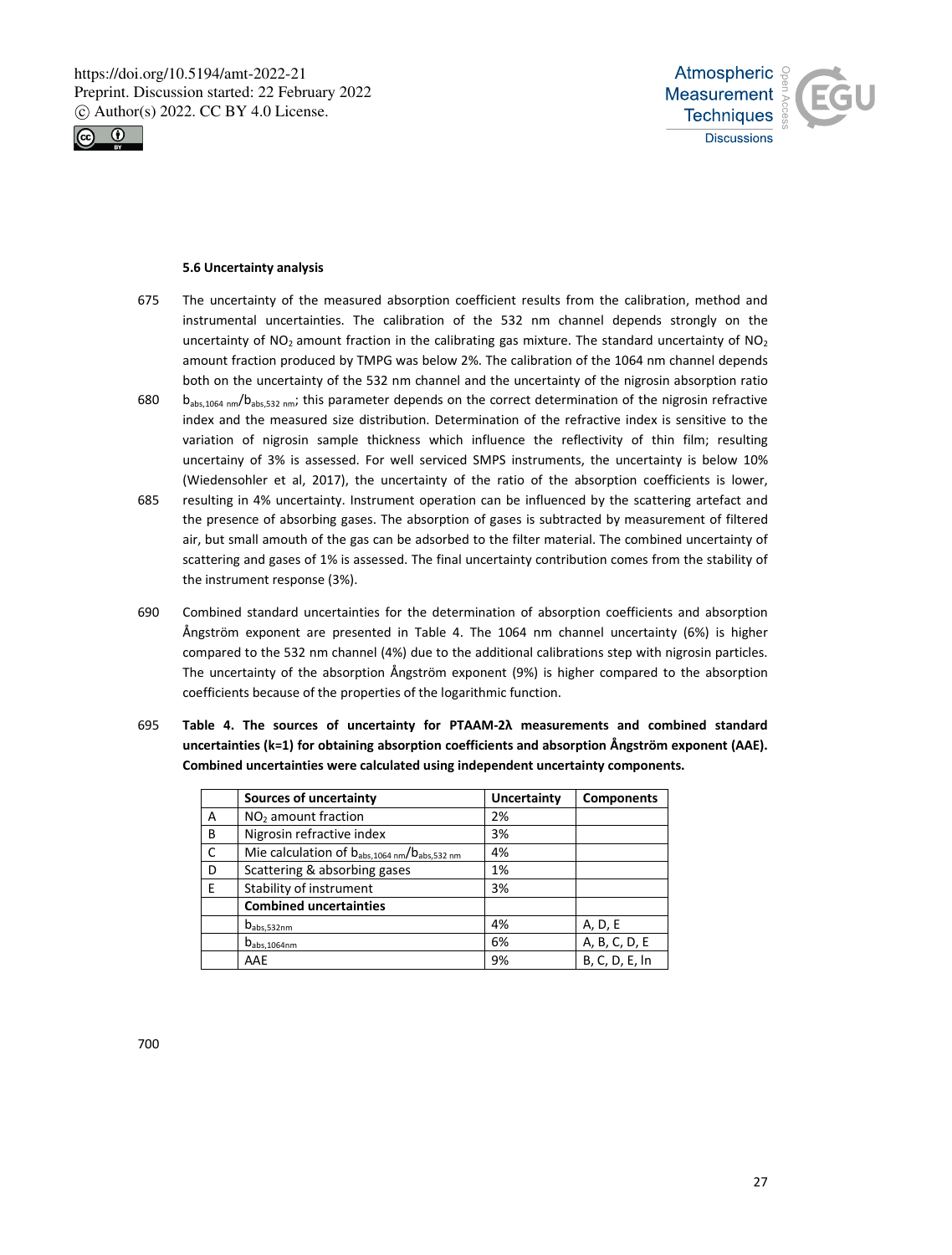### 5.6 Uncertainty analysis

The uncertainty of the measured absorption coefficient results from the calibration, method and instrumental uncertainties. The calibration of the 532 nm channel depends strongly on the uncertainty of $NO_2$ amount fraction in the calibrating gas mixture. The standard uncertainty of $NO_2$ amount fraction produced by TMPG was below 2%. The calibration of the 1064 nm channel depends both on the uncertainty of the 532 nm channel and the uncertainty of the nigrosin absorption ratio $b_{abs,1064\ nm}/b_{abs,532\ nm}$; this parameter depends on the correct determination of the nigrosin refractive index and the measured size distribution. Determination of the refractive index is sensitive to the variation of nigrosin sample thickness which influence the reflectivity of thin film; resulting uncertainy of 3% is assessed. For well serviced SMPS instruments, the uncertainty is below 10% (Wiedensohler et al, 2017), the uncertainty of the ratio of the absorption coefficients is lower, resulting in 4% uncertainty. Instrument operation can be influenced by the scattering artefact and the presence of absorbing gases. The absorption of gases is subtracted by measurement of filtered air, but small amouth of the gas can be adsorbed to the filter material. The combined uncertainty of scattering and gases of 1% is assessed. The final uncertainty contribution comes from the stability of the instrument response (3%).

Combined standard uncertainties for the determination of absorption coefficients and absorption Ångström exponent are presented in Table 4. The 1064 nm channel uncertainty (6%) is higher compared to the 532 nm channel (4%) due to the additional calibrations step with nigrosin particles. The uncertainty of the absorption Ångström exponent (9%) is higher compared to the absorption coefficients because of the properties of the logarithmic function.

**Table 4. The sources of uncertainty for PTAAM-2λ measurements and combined standard uncertainties (k=1) for obtaining absorption coefficients and absorption Ångström exponent (AAE). Combined uncertainties were calculated using independent uncertainty components.**

| | Sources of uncertainty | Uncertainty | Components |
|---|---|---|---|
| A | $NO_2$ amount fraction | 2% | |
| B | Nigrosin refractive index | 3% | |
| C | Mie calculation of $b_{abs,1064\ nm}/b_{abs,532\ nm}$ | 4% | |
| D | Scattering & absorbing gases | 1% | |
| E | Stability of instrument | 3% | |
| | **Combined uncertainties** | | |
| | $b_{abs,532nm}$ | 4% | A, D, E |
| | $b_{abs,1064nm}$ | 6% | A, B, C, D, E |
| | AAE | 9% | B, C, D, E, ln |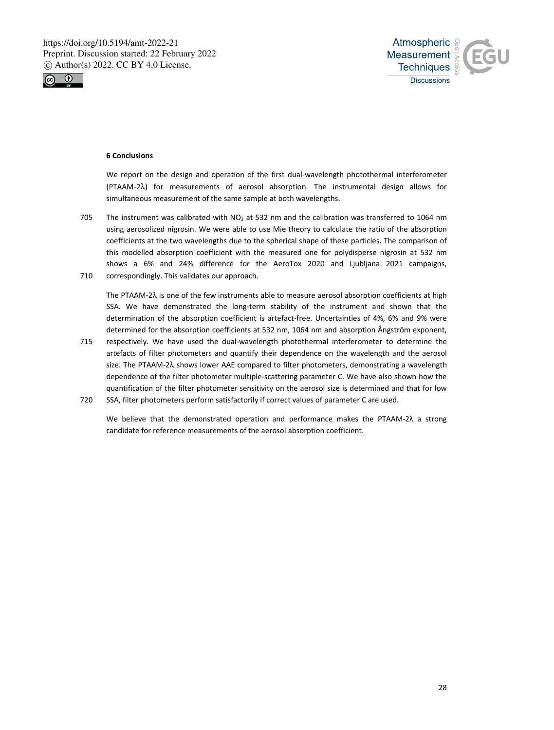## 6 Conclusions

We report on the design and operation of the first dual-wavelength photothermal interferometer (PTAAM-2λ) for measurements of aerosol absorption. The instrumental design allows for simultaneous measurement of the same sample at both wavelengths.

The instrument was calibrated with $NO_2$ at 532 nm and the calibration was transferred to 1064 nm using aerosolized nigrosin. We were able to use Mie theory to calculate the ratio of the absorption coefficients at the two wavelengths due to the spherical shape of these particles. The comparison of this modelled absorption coefficient with the measured one for polydisperse nigrosin at 532 nm shows a 6% and 24% difference for the AeroTox 2020 and Ljubljana 2021 campaigns, correspondingly. This validates our approach.

The PTAAM-2λ is one of the few instruments able to measure aerosol absorption coefficients at high SSA. We have demonstrated the long-term stability of the instrument and shown that the determination of the absorption coefficient is artefact-free. Uncertainties of 4%, 6% and 9% were determined for the absorption coefficients at 532 nm, 1064 nm and absorption Ångström exponent, respectively. We have used the dual-wavelength photothermal interferometer to determine the artefacts of filter photometers and quantify their dependence on the wavelength and the aerosol size. The PTAAM-2λ shows lower AAE compared to filter photometers, demonstrating a wavelength dependence of the filter photometer multiple-scattering parameter C. We have also shown how the quantification of the filter photometer sensitivity on the aerosol size is determined and that for low SSA, filter photometers perform satisfactorily if correct values of parameter C are used.

We believe that the demonstrated operation and performance makes the PTAAM-2λ a strong candidate for reference measurements of the aerosol absorption coefficient.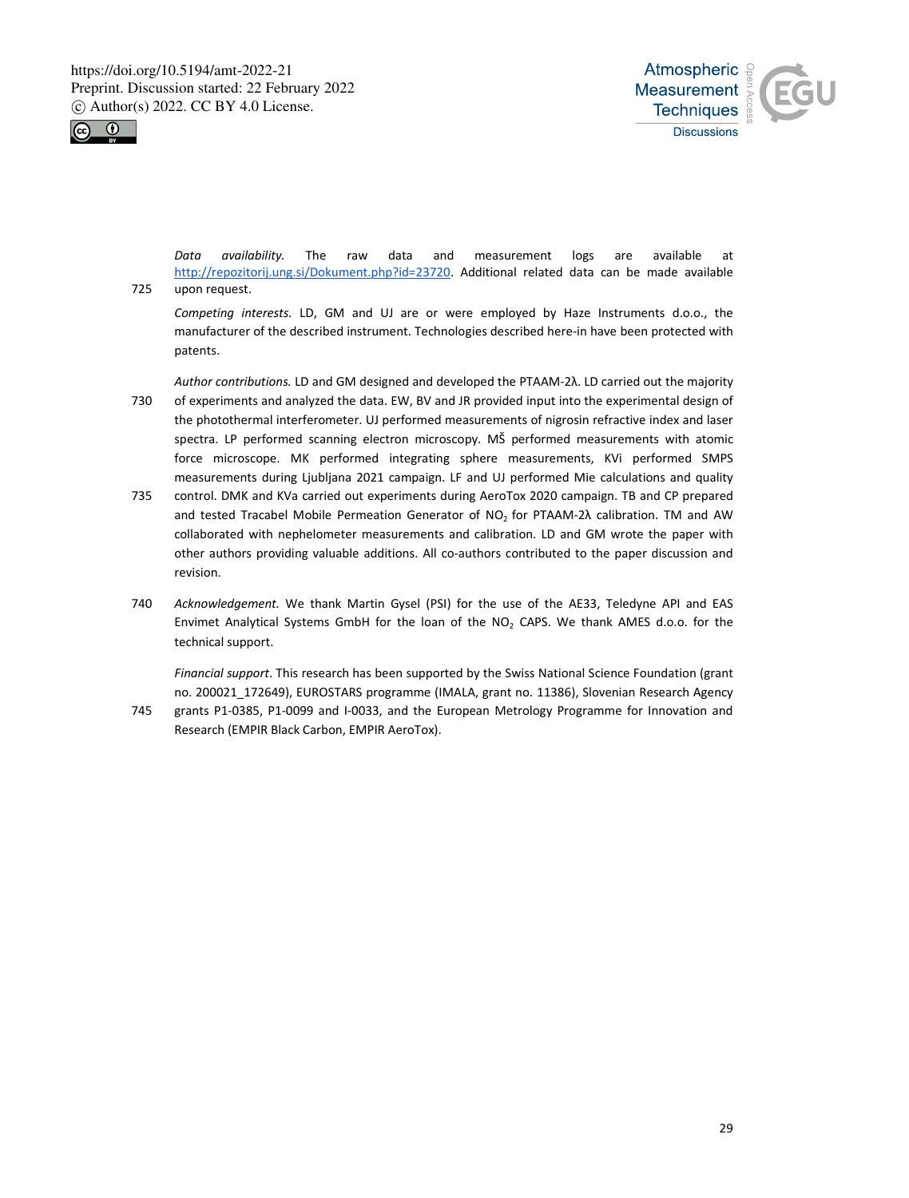*Data availability.* The raw data and measurement logs are available at http://repozitorij.ung.si/Dokument.php?id=23720. Additional related data can be made available upon request.

*Competing interests.* LD, GM and UJ are or were employed by Haze Instruments d.o.o., the manufacturer of the described instrument. Technologies described here-in have been protected with patents.

*Author contributions.* LD and GM designed and developed the PTAAM-2λ. LD carried out the majority of experiments and analyzed the data. EW, BV and JR provided input into the experimental design of the photothermal interferometer. UJ performed measurements of nigrosin refractive index and laser spectra. LP performed scanning electron microscopy. MŠ performed measurements with atomic force microscope. MK performed integrating sphere measurements, KVi performed SMPS measurements during Ljubljana 2021 campaign. LF and UJ performed Mie calculations and quality control. DMK and KVa carried out experiments during AeroTox 2020 campaign. TB and CP prepared and tested Tracabel Mobile Permeation Generator of $NO_2$ for PTAAM-2λ calibration. TM and AW collaborated with nephelometer measurements and calibration. LD and GM wrote the paper with other authors providing valuable additions. All co-authors contributed to the paper discussion and revision.

*Acknowledgement.* We thank Martin Gysel (PSI) for the use of the AE33, Teledyne API and EAS Envimet Analytical Systems GmbH for the loan of the $NO_2$ CAPS. We thank AMES d.o.o. for the technical support.

*Financial support*. This research has been supported by the Swiss National Science Foundation (grant no. 200021_172649), EUROSTARS programme (IMALA, grant no. 11386), Slovenian Research Agency grants P1-0385, P1-0099 and I-0033, and the European Metrology Programme for Innovation and Research (EMPIR Black Carbon, EMPIR AeroTox).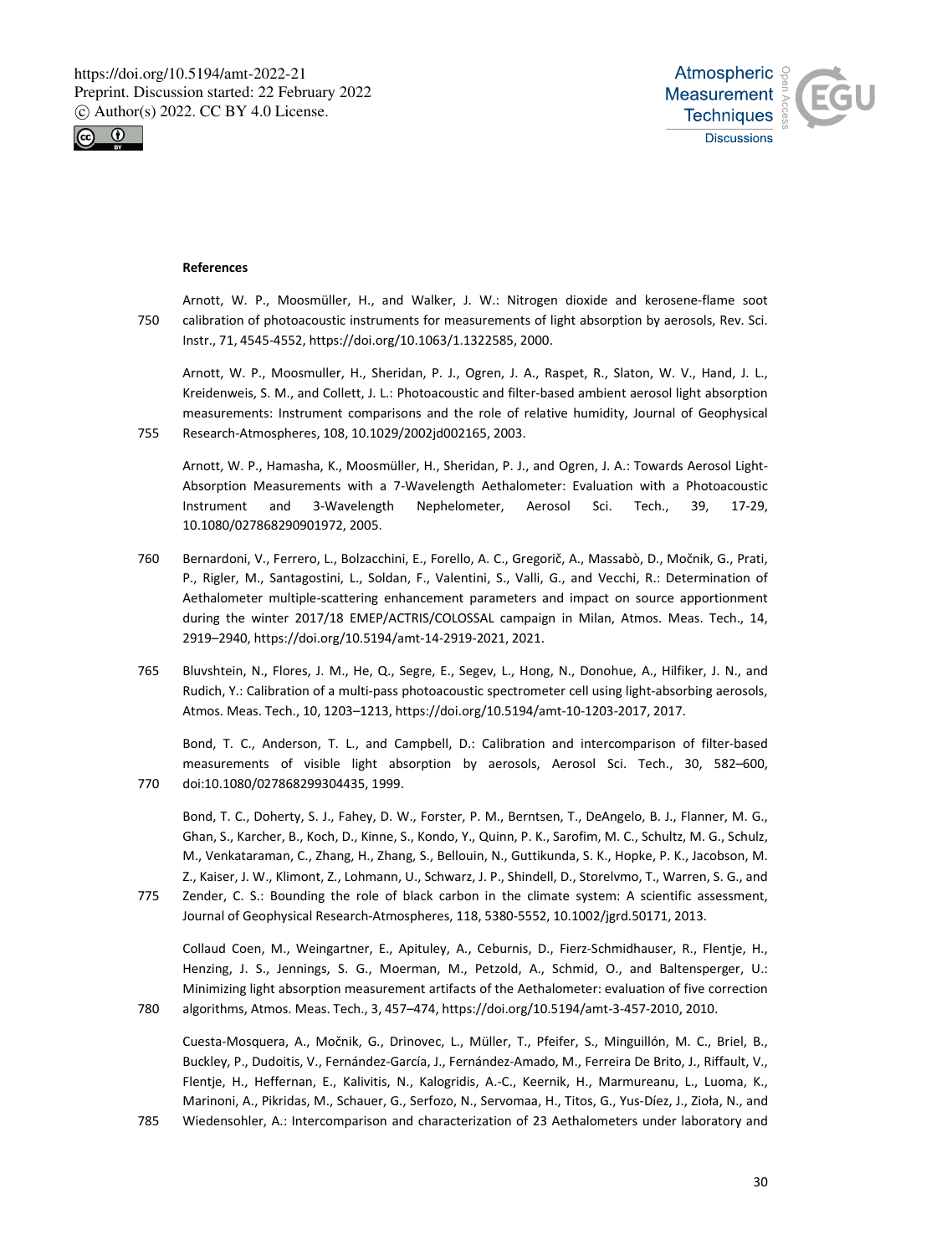**References**

Arnott, W. P., Moosmüller, H., and Walker, J. W.: Nitrogen dioxide and kerosene-flame soot calibration of photoacoustic instruments for measurements of light absorption by aerosols, Rev. Sci. Instr., 71, 4545-4552, https://doi.org/10.1063/1.1322585, 2000.

Arnott, W. P., Moosmuller, H., Sheridan, P. J., Ogren, J. A., Raspet, R., Slaton, W. V., Hand, J. L., Kreidenweis, S. M., and Collett, J. L.: Photoacoustic and filter-based ambient aerosol light absorption measurements: Instrument comparisons and the role of relative humidity, Journal of Geophysical Research-Atmospheres, 108, 10.1029/2002jd002165, 2003.

Arnott, W. P., Hamasha, K., Moosmüller, H., Sheridan, P. J., and Ogren, J. A.: Towards Aerosol Light-Absorption Measurements with a 7-Wavelength Aethalometer: Evaluation with a Photoacoustic Instrument and 3-Wavelength Nephelometer, Aerosol Sci. Tech., 39, 17-29, 10.1080/027868290901972, 2005.

Bernardoni, V., Ferrero, L., Bolzacchini, E., Forello, A. C., Gregorič, A., Massabò, D., Močnik, G., Prati, P., Rigler, M., Santagostini, L., Soldan, F., Valentini, S., Valli, G., and Vecchi, R.: Determination of Aethalometer multiple-scattering enhancement parameters and impact on source apportionment during the winter 2017/18 EMEP/ACTRIS/COLOSSAL campaign in Milan, Atmos. Meas. Tech., 14, 2919–2940, https://doi.org/10.5194/amt-14-2919-2021, 2021.

Bluvshtein, N., Flores, J. M., He, Q., Segre, E., Segev, L., Hong, N., Donohue, A., Hilfiker, J. N., and Rudich, Y.: Calibration of a multi-pass photoacoustic spectrometer cell using light-absorbing aerosols, Atmos. Meas. Tech., 10, 1203–1213, https://doi.org/10.5194/amt-10-1203-2017, 2017.

Bond, T. C., Anderson, T. L., and Campbell, D.: Calibration and intercomparison of filter-based measurements of visible light absorption by aerosols, Aerosol Sci. Tech., 30, 582–600, doi:10.1080/027868299304435, 1999.

Bond, T. C., Doherty, S. J., Fahey, D. W., Forster, P. M., Berntsen, T., DeAngelo, B. J., Flanner, M. G., Ghan, S., Karcher, B., Koch, D., Kinne, S., Kondo, Y., Quinn, P. K., Sarofim, M. C., Schultz, M. G., Schulz, M., Venkataraman, C., Zhang, H., Zhang, S., Bellouin, N., Guttikunda, S. K., Hopke, P. K., Jacobson, M. Z., Kaiser, J. W., Klimont, Z., Lohmann, U., Schwarz, J. P., Shindell, D., Storelvmo, T., Warren, S. G., and Zender, C. S.: Bounding the role of black carbon in the climate system: A scientific assessment, Journal of Geophysical Research-Atmospheres, 118, 5380-5552, 10.1002/jgrd.50171, 2013.

Collaud Coen, M., Weingartner, E., Apituley, A., Ceburnis, D., Fierz-Schmidhauser, R., Flentje, H., Henzing, J. S., Jennings, S. G., Moerman, M., Petzold, A., Schmid, O., and Baltensperger, U.: Minimizing light absorption measurement artifacts of the Aethalometer: evaluation of five correction algorithms, Atmos. Meas. Tech., 3, 457–474, https://doi.org/10.5194/amt-3-457-2010, 2010.

Cuesta-Mosquera, A., Močnik, G., Drinovec, L., Müller, T., Pfeifer, S., Minguillón, M. C., Briel, B., Buckley, P., Dudoitis, V., Fernández-García, J., Fernández-Amado, M., Ferreira De Brito, J., Riffault, V., Flentje, H., Heffernan, E., Kalivitis, N., Kalogridis, A.-C., Keernik, H., Marmureanu, L., Luoma, K., Marinoni, A., Pikridas, M., Schauer, G., Serfozo, N., Servomaa, H., Titos, G., Yus-Díez, J., Zioła, N., and Wiedensohler, A.: Intercomparison and characterization of 23 Aethalometers under laboratory and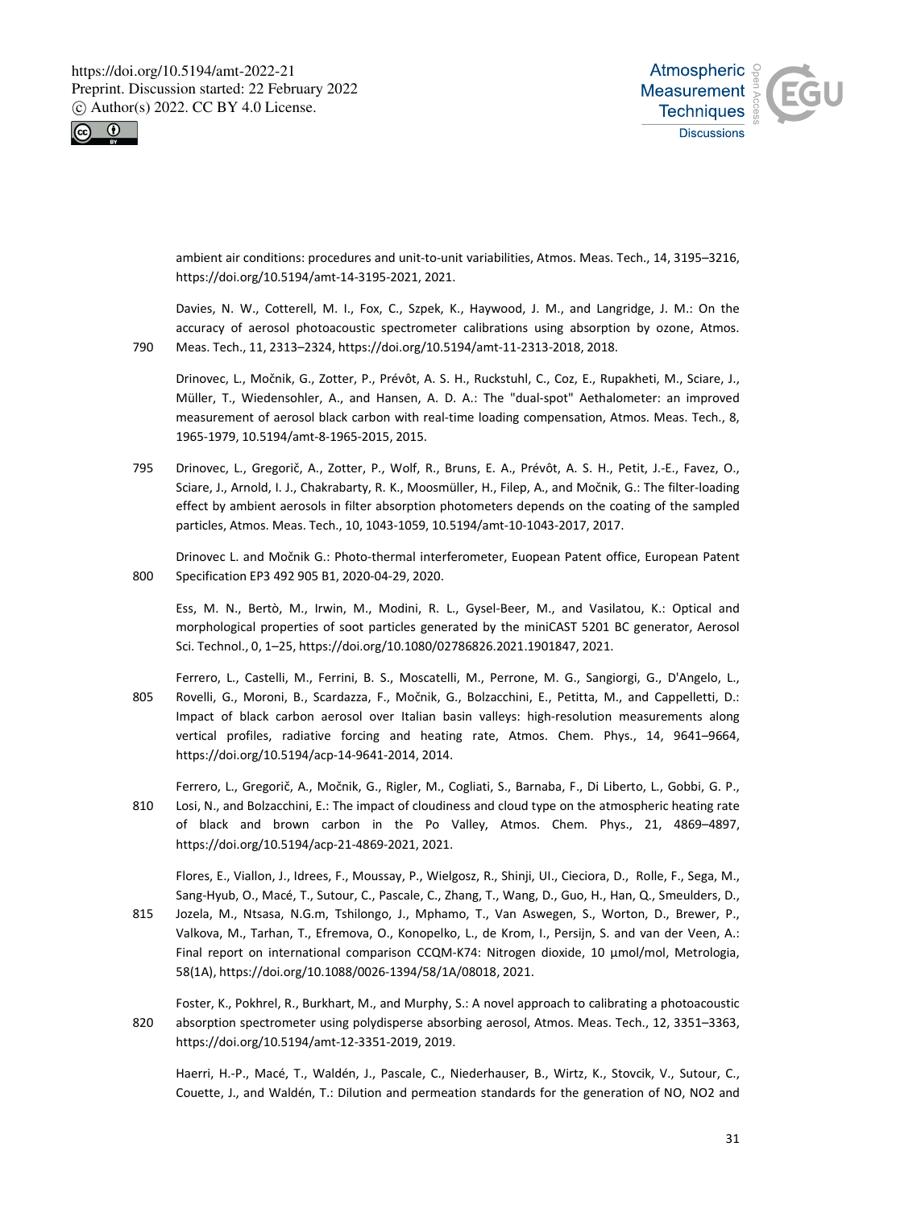ambient air conditions: procedures and unit-to-unit variabilities, Atmos. Meas. Tech., 14, 3195–3216, https://doi.org/10.5194/amt-14-3195-2021, 2021.

Davies, N. W., Cotterell, M. I., Fox, C., Szpek, K., Haywood, J. M., and Langridge, J. M.: On the accuracy of aerosol photoacoustic spectrometer calibrations using absorption by ozone, Atmos. Meas. Tech., 11, 2313–2324, https://doi.org/10.5194/amt-11-2313-2018, 2018.

Drinovec, L., Močnik, G., Zotter, P., Prévôt, A. S. H., Ruckstuhl, C., Coz, E., Rupakheti, M., Sciare, J., Müller, T., Wiedensohler, A., and Hansen, A. D. A.: The "dual-spot" Aethalometer: an improved measurement of aerosol black carbon with real-time loading compensation, Atmos. Meas. Tech., 8, 1965-1979, 10.5194/amt-8-1965-2015, 2015.

Drinovec, L., Gregorič, A., Zotter, P., Wolf, R., Bruns, E. A., Prévôt, A. S. H., Petit, J.-E., Favez, O., Sciare, J., Arnold, I. J., Chakrabarty, R. K., Moosmüller, H., Filep, A., and Močnik, G.: The filter-loading effect by ambient aerosols in filter absorption photometers depends on the coating of the sampled particles, Atmos. Meas. Tech., 10, 1043-1059, 10.5194/amt-10-1043-2017, 2017.

Drinovec L. and Močnik G.: Photo-thermal interferometer, Euopean Patent office, European Patent Specification EP3 492 905 B1, 2020-04-29, 2020.

Ess, M. N., Bertò, M., Irwin, M., Modini, R. L., Gysel-Beer, M., and Vasilatou, K.: Optical and morphological properties of soot particles generated by the miniCAST 5201 BC generator, Aerosol Sci. Technol., 0, 1–25, https://doi.org/10.1080/02786826.2021.1901847, 2021.

Ferrero, L., Castelli, M., Ferrini, B. S., Moscatelli, M., Perrone, M. G., Sangiorgi, G., D'Angelo, L., Rovelli, G., Moroni, B., Scardazza, F., Močnik, G., Bolzacchini, E., Petitta, M., and Cappelletti, D.: Impact of black carbon aerosol over Italian basin valleys: high-resolution measurements along vertical profiles, radiative forcing and heating rate, Atmos. Chem. Phys., 14, 9641–9664, https://doi.org/10.5194/acp-14-9641-2014, 2014.

Ferrero, L., Gregorič, A., Močnik, G., Rigler, M., Cogliati, S., Barnaba, F., Di Liberto, L., Gobbi, G. P., Losi, N., and Bolzacchini, E.: The impact of cloudiness and cloud type on the atmospheric heating rate of black and brown carbon in the Po Valley, Atmos. Chem. Phys., 21, 4869–4897, https://doi.org/10.5194/acp-21-4869-2021, 2021.

Flores, E., Viallon, J., Idrees, F., Moussay, P., Wielgosz, R., Shinji, UI., Cieciora, D., Rolle, F., Sega, M., Sang-Hyub, O., Macé, T., Sutour, C., Pascale, C., Zhang, T., Wang, D., Guo, H., Han, Q., Smeulders, D., Jozela, M., Ntsasa, N.G.m, Tshilongo, J., Mphamo, T., Van Aswegen, S., Worton, D., Brewer, P., Valkova, M., Tarhan, T., Efremova, O., Konopelko, L., de Krom, I., Persijn, S. and van der Veen, A.: Final report on international comparison CCQM-K74: Nitrogen dioxide, 10 µmol/mol, Metrologia, 58(1A), https://doi.org/10.1088/0026-1394/58/1A/08018, 2021.

Foster, K., Pokhrel, R., Burkhart, M., and Murphy, S.: A novel approach to calibrating a photoacoustic absorption spectrometer using polydisperse absorbing aerosol, Atmos. Meas. Tech., 12, 3351–3363, https://doi.org/10.5194/amt-12-3351-2019, 2019.

Haerri, H.-P., Macé, T., Waldén, J., Pascale, C., Niederhauser, B., Wirtz, K., Stovcik, V., Sutour, C., Couette, J., and Waldén, T.: Dilution and permeation standards for the generation of NO, NO2 and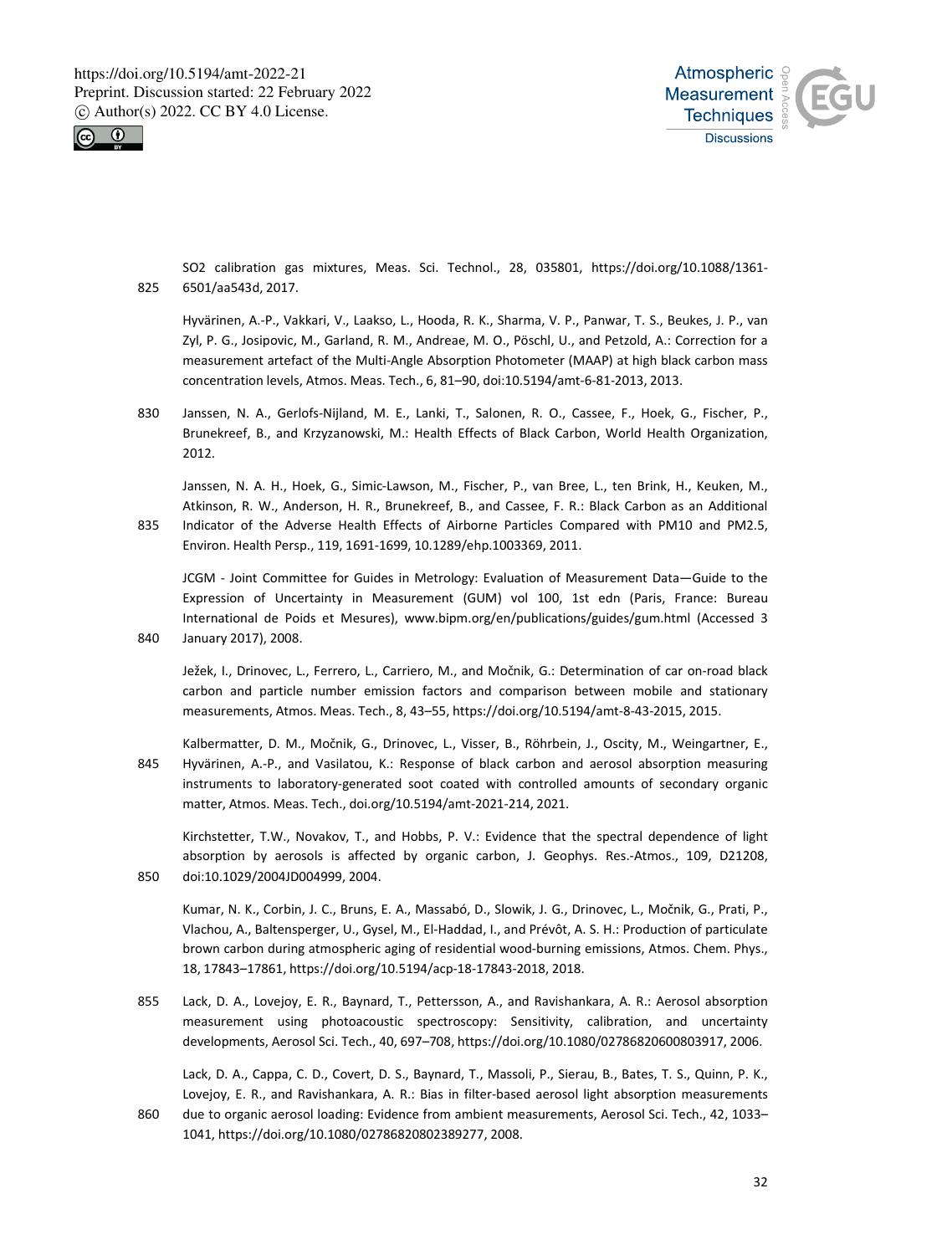SO2 calibration gas mixtures, Meas. Sci. Technol., 28, 035801, https://doi.org/10.1088/1361-6501/aa543d, 2017.

Hyvärinen, A.-P., Vakkari, V., Laakso, L., Hooda, R. K., Sharma, V. P., Panwar, T. S., Beukes, J. P., van Zyl, P. G., Josipovic, M., Garland, R. M., Andreae, M. O., Pöschl, U., and Petzold, A.: Correction for a measurement artefact of the Multi-Angle Absorption Photometer (MAAP) at high black carbon mass concentration levels, Atmos. Meas. Tech., 6, 81–90, doi:10.5194/amt-6-81-2013, 2013.

Janssen, N. A., Gerlofs-Nijland, M. E., Lanki, T., Salonen, R. O., Cassee, F., Hoek, G., Fischer, P., Brunekreef, B., and Krzyzanowski, M.: Health Effects of Black Carbon, World Health Organization, 2012.

Janssen, N. A. H., Hoek, G., Simic-Lawson, M., Fischer, P., van Bree, L., ten Brink, H., Keuken, M., Atkinson, R. W., Anderson, H. R., Brunekreef, B., and Cassee, F. R.: Black Carbon as an Additional Indicator of the Adverse Health Effects of Airborne Particles Compared with PM10 and PM2.5, Environ. Health Persp., 119, 1691-1699, 10.1289/ehp.1003369, 2011.

JCGM - Joint Committee for Guides in Metrology: Evaluation of Measurement Data—Guide to the Expression of Uncertainty in Measurement (GUM) vol 100, 1st edn (Paris, France: Bureau International de Poids et Mesures), www.bipm.org/en/publications/guides/gum.html (Accessed 3 January 2017), 2008.

Ježek, I., Drinovec, L., Ferrero, L., Carriero, M., and Močnik, G.: Determination of car on-road black carbon and particle number emission factors and comparison between mobile and stationary measurements, Atmos. Meas. Tech., 8, 43–55, https://doi.org/10.5194/amt-8-43-2015, 2015.

Kalbermatter, D. M., Močnik, G., Drinovec, L., Visser, B., Röhrbein, J., Oscity, M., Weingartner, E., Hyvärinen, A.-P., and Vasilatou, K.: Response of black carbon and aerosol absorption measuring instruments to laboratory-generated soot coated with controlled amounts of secondary organic matter, Atmos. Meas. Tech., doi.org/10.5194/amt-2021-214, 2021.

Kirchstetter, T.W., Novakov, T., and Hobbs, P. V.: Evidence that the spectral dependence of light absorption by aerosols is affected by organic carbon, J. Geophys. Res.-Atmos., 109, D21208, doi:10.1029/2004JD004999, 2004.

Kumar, N. K., Corbin, J. C., Bruns, E. A., Massabó, D., Slowik, J. G., Drinovec, L., Močnik, G., Prati, P., Vlachou, A., Baltensperger, U., Gysel, M., El-Haddad, I., and Prévôt, A. S. H.: Production of particulate brown carbon during atmospheric aging of residential wood-burning emissions, Atmos. Chem. Phys., 18, 17843–17861, https://doi.org/10.5194/acp-18-17843-2018, 2018.

Lack, D. A., Lovejoy, E. R., Baynard, T., Pettersson, A., and Ravishankara, A. R.: Aerosol absorption measurement using photoacoustic spectroscopy: Sensitivity, calibration, and uncertainty developments, Aerosol Sci. Tech., 40, 697–708, https://doi.org/10.1080/02786820600803917, 2006.

Lack, D. A., Cappa, C. D., Covert, D. S., Baynard, T., Massoli, P., Sierau, B., Bates, T. S., Quinn, P. K., Lovejoy, E. R., and Ravishankara, A. R.: Bias in filter-based aerosol light absorption measurements due to organic aerosol loading: Evidence from ambient measurements, Aerosol Sci. Tech., 42, 1033–1041, https://doi.org/10.1080/02786820802389277, 2008.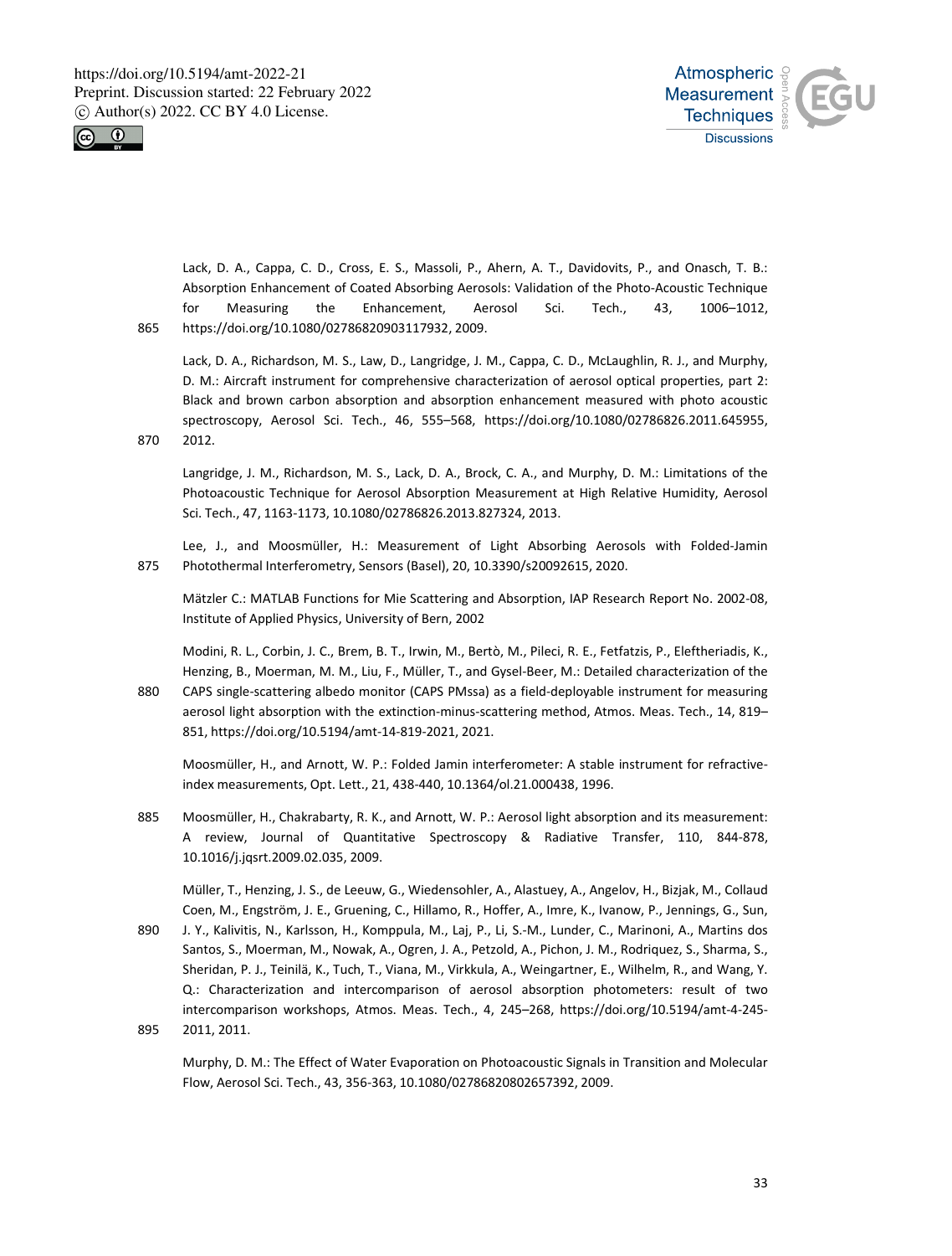Lack, D. A., Cappa, C. D., Cross, E. S., Massoli, P., Ahern, A. T., Davidovits, P., and Onasch, T. B.: Absorption Enhancement of Coated Absorbing Aerosols: Validation of the Photo-Acoustic Technique for Measuring the Enhancement, Aerosol Sci. Tech., 43, 1006–1012, https://doi.org/10.1080/02786820903117932, 2009.

Lack, D. A., Richardson, M. S., Law, D., Langridge, J. M., Cappa, C. D., McLaughlin, R. J., and Murphy, D. M.: Aircraft instrument for comprehensive characterization of aerosol optical properties, part 2: Black and brown carbon absorption and absorption enhancement measured with photo acoustic spectroscopy, Aerosol Sci. Tech., 46, 555–568, https://doi.org/10.1080/02786826.2011.645955, 2012.

Langridge, J. M., Richardson, M. S., Lack, D. A., Brock, C. A., and Murphy, D. M.: Limitations of the Photoacoustic Technique for Aerosol Absorption Measurement at High Relative Humidity, Aerosol Sci. Tech., 47, 1163-1173, 10.1080/02786826.2013.827324, 2013.

Lee, J., and Moosmüller, H.: Measurement of Light Absorbing Aerosols with Folded-Jamin Photothermal Interferometry, Sensors (Basel), 20, 10.3390/s20092615, 2020.

Mätzler C.: MATLAB Functions for Mie Scattering and Absorption, IAP Research Report No. 2002-08, Institute of Applied Physics, University of Bern, 2002

Modini, R. L., Corbin, J. C., Brem, B. T., Irwin, M., Bertò, M., Pileci, R. E., Fetfatzis, P., Eleftheriadis, K., Henzing, B., Moerman, M. M., Liu, F., Müller, T., and Gysel-Beer, M.: Detailed characterization of the CAPS single-scattering albedo monitor (CAPS PMssa) as a field-deployable instrument for measuring aerosol light absorption with the extinction-minus-scattering method, Atmos. Meas. Tech., 14, 819–851, https://doi.org/10.5194/amt-14-819-2021, 2021.

Moosmüller, H., and Arnott, W. P.: Folded Jamin interferometer: A stable instrument for refractive-index measurements, Opt. Lett., 21, 438-440, 10.1364/ol.21.000438, 1996.

Moosmüller, H., Chakrabarty, R. K., and Arnott, W. P.: Aerosol light absorption and its measurement: A review, Journal of Quantitative Spectroscopy & Radiative Transfer, 110, 844-878, 10.1016/j.jqsrt.2009.02.035, 2009.

Müller, T., Henzing, J. S., de Leeuw, G., Wiedensohler, A., Alastuey, A., Angelov, H., Bizjak, M., Collaud Coen, M., Engström, J. E., Gruening, C., Hillamo, R., Hoffer, A., Imre, K., Ivanow, P., Jennings, G., Sun, J. Y., Kalivitis, N., Karlsson, H., Komppula, M., Laj, P., Li, S.-M., Lunder, C., Marinoni, A., Martins dos Santos, S., Moerman, M., Nowak, A., Ogren, J. A., Petzold, A., Pichon, J. M., Rodriquez, S., Sharma, S., Sheridan, P. J., Teinilä, K., Tuch, T., Viana, M., Virkkula, A., Weingartner, E., Wilhelm, R., and Wang, Y. Q.: Characterization and intercomparison of aerosol absorption photometers: result of two intercomparison workshops, Atmos. Meas. Tech., 4, 245–268, https://doi.org/10.5194/amt-4-245-2011, 2011.

Murphy, D. M.: The Effect of Water Evaporation on Photoacoustic Signals in Transition and Molecular Flow, Aerosol Sci. Tech., 43, 356-363, 10.1080/02786820802657392, 2009.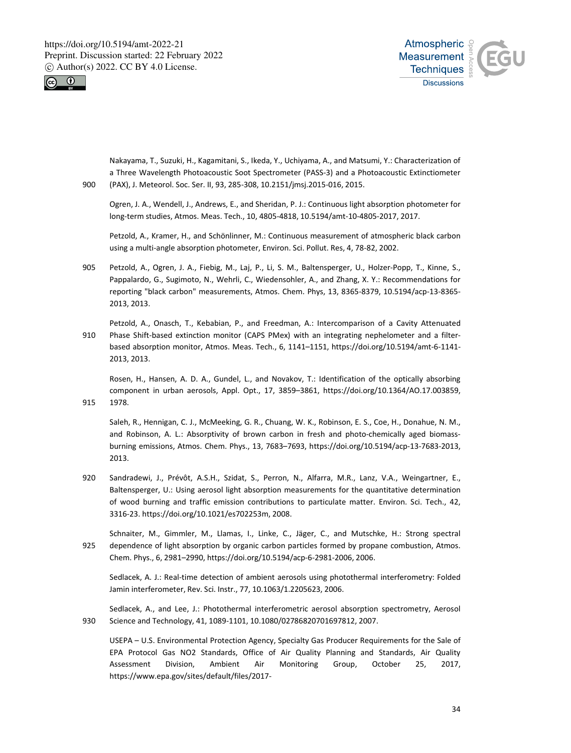Nakayama, T., Suzuki, H., Kagamitani, S., Ikeda, Y., Uchiyama, A., and Matsumi, Y.: Characterization of a Three Wavelength Photoacoustic Soot Spectrometer (PASS-3) and a Photoacoustic Extinctiometer (PAX), J. Meteorol. Soc. Ser. II, 93, 285-308, 10.2151/jmsj.2015-016, 2015.

Ogren, J. A., Wendell, J., Andrews, E., and Sheridan, P. J.: Continuous light absorption photometer for long-term studies, Atmos. Meas. Tech., 10, 4805-4818, 10.5194/amt-10-4805-2017, 2017.

Petzold, A., Kramer, H., and Schönlinner, M.: Continuous measurement of atmospheric black carbon using a multi-angle absorption photometer, Environ. Sci. Pollut. Res, 4, 78-82, 2002.

Petzold, A., Ogren, J. A., Fiebig, M., Laj, P., Li, S. M., Baltensperger, U., Holzer-Popp, T., Kinne, S., Pappalardo, G., Sugimoto, N., Wehrli, C., Wiedensohler, A., and Zhang, X. Y.: Recommendations for reporting "black carbon" measurements, Atmos. Chem. Phys, 13, 8365-8379, 10.5194/acp-13-8365-2013, 2013.

Petzold, A., Onasch, T., Kebabian, P., and Freedman, A.: Intercomparison of a Cavity Attenuated Phase Shift-based extinction monitor (CAPS PMex) with an integrating nephelometer and a filter-based absorption monitor, Atmos. Meas. Tech., 6, 1141–1151, https://doi.org/10.5194/amt-6-1141-2013, 2013.

Rosen, H., Hansen, A. D. A., Gundel, L., and Novakov, T.: Identification of the optically absorbing component in urban aerosols, Appl. Opt., 17, 3859–3861, https://doi.org/10.1364/AO.17.003859, 1978.

Saleh, R., Hennigan, C. J., McMeeking, G. R., Chuang, W. K., Robinson, E. S., Coe, H., Donahue, N. M., and Robinson, A. L.: Absorptivity of brown carbon in fresh and photo-chemically aged biomass-burning emissions, Atmos. Chem. Phys., 13, 7683–7693, https://doi.org/10.5194/acp-13-7683-2013, 2013.

Sandradewi, J., Prévôt, A.S.H., Szidat, S., Perron, N., Alfarra, M.R., Lanz, V.A., Weingartner, E., Baltensperger, U.: Using aerosol light absorption measurements for the quantitative determination of wood burning and traffic emission contributions to particulate matter. Environ. Sci. Tech., 42, 3316-23. https://doi.org/10.1021/es702253m, 2008.

Schnaiter, M., Gimmler, M., Llamas, I., Linke, C., Jäger, C., and Mutschke, H.: Strong spectral dependence of light absorption by organic carbon particles formed by propane combustion, Atmos. Chem. Phys., 6, 2981–2990, https://doi.org/10.5194/acp-6-2981-2006, 2006.

Sedlacek, A. J.: Real-time detection of ambient aerosols using photothermal interferometry: Folded Jamin interferometer, Rev. Sci. Instr., 77, 10.1063/1.2205623, 2006.

Sedlacek, A., and Lee, J.: Photothermal interferometric aerosol absorption spectrometry, Aerosol Science and Technology, 41, 1089-1101, 10.1080/02786820701697812, 2007.

USEPA – U.S. Environmental Protection Agency, Specialty Gas Producer Requirements for the Sale of EPA Protocol Gas NO2 Standards, Office of Air Quality Planning and Standards, Air Quality Assessment Division, Ambient Air Monitoring Group, October 25, 2017, https://www.epa.gov/sites/default/files/2017-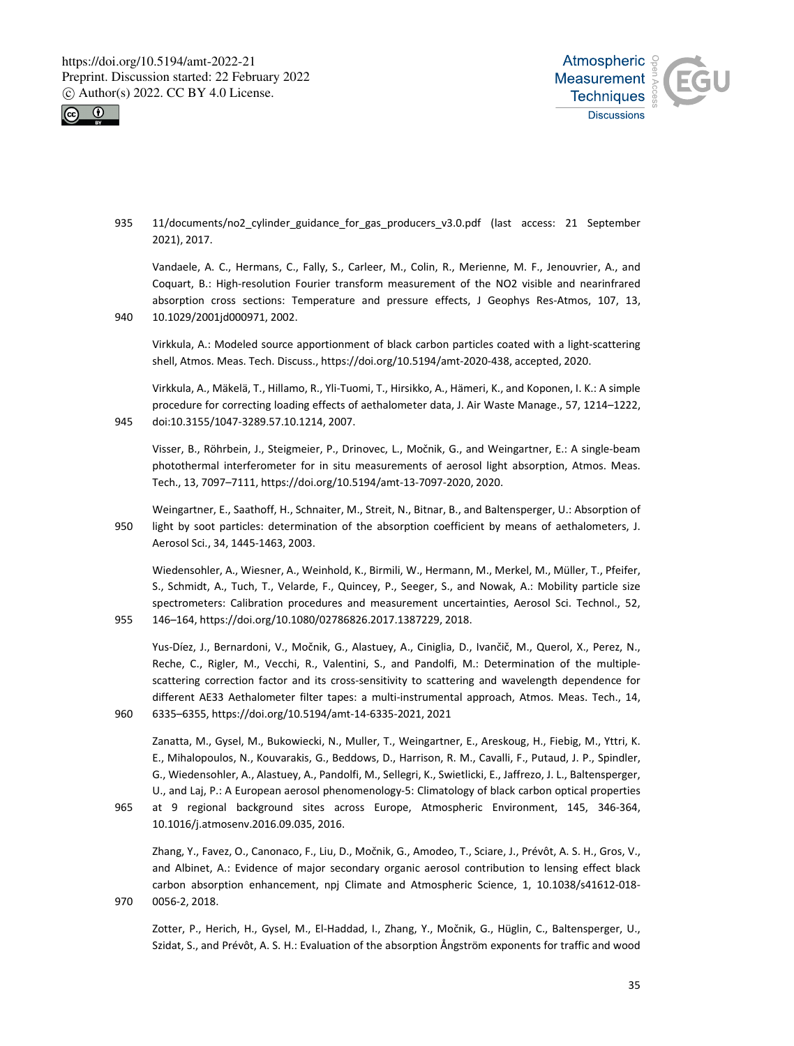11/documents/no2_cylinder_guidance_for_gas_producers_v3.0.pdf (last access: 21 September 2021), 2017.

Vandaele, A. C., Hermans, C., Fally, S., Carleer, M., Colin, R., Merienne, M. F., Jenouvrier, A., and Coquart, B.: High-resolution Fourier transform measurement of the NO2 visible and nearinfrared absorption cross sections: Temperature and pressure effects, J Geophys Res-Atmos, 107, 13, 10.1029/2001jd000971, 2002.

Virkkula, A.: Modeled source apportionment of black carbon particles coated with a light-scattering shell, Atmos. Meas. Tech. Discuss., https://doi.org/10.5194/amt-2020-438, accepted, 2020.

Virkkula, A., Mäkelä, T., Hillamo, R., Yli-Tuomi, T., Hirsikko, A., Hämeri, K., and Koponen, I. K.: A simple procedure for correcting loading effects of aethalometer data, J. Air Waste Manage., 57, 1214–1222, doi:10.3155/1047-3289.57.10.1214, 2007.

Visser, B., Röhrbein, J., Steigmeier, P., Drinovec, L., Močnik, G., and Weingartner, E.: A single-beam photothermal interferometer for in situ measurements of aerosol light absorption, Atmos. Meas. Tech., 13, 7097–7111, https://doi.org/10.5194/amt-13-7097-2020, 2020.

Weingartner, E., Saathoff, H., Schnaiter, M., Streit, N., Bitnar, B., and Baltensperger, U.: Absorption of light by soot particles: determination of the absorption coefficient by means of aethalometers, J. Aerosol Sci., 34, 1445-1463, 2003.

Wiedensohler, A., Wiesner, A., Weinhold, K., Birmili, W., Hermann, M., Merkel, M., Müller, T., Pfeifer, S., Schmidt, A., Tuch, T., Velarde, F., Quincey, P., Seeger, S., and Nowak, A.: Mobility particle size spectrometers: Calibration procedures and measurement uncertainties, Aerosol Sci. Technol., 52, 146–164, https://doi.org/10.1080/02786826.2017.1387229, 2018.

Yus-Díez, J., Bernardoni, V., Močnik, G., Alastuey, A., Ciniglia, D., Ivančič, M., Querol, X., Perez, N., Reche, C., Rigler, M., Vecchi, R., Valentini, S., and Pandolfi, M.: Determination of the multiple-scattering correction factor and its cross-sensitivity to scattering and wavelength dependence for different AE33 Aethalometer filter tapes: a multi-instrumental approach, Atmos. Meas. Tech., 14, 6335–6355, https://doi.org/10.5194/amt-14-6335-2021, 2021

Zanatta, M., Gysel, M., Bukowiecki, N., Muller, T., Weingartner, E., Areskoug, H., Fiebig, M., Yttri, K. E., Mihalopoulos, N., Kouvarakis, G., Beddows, D., Harrison, R. M., Cavalli, F., Putaud, J. P., Spindler, G., Wiedensohler, A., Alastuey, A., Pandolfi, M., Sellegri, K., Swietlicki, E., Jaffrezo, J. L., Baltensperger, U., and Laj, P.: A European aerosol phenomenology-5: Climatology of black carbon optical properties at 9 regional background sites across Europe, Atmospheric Environment, 145, 346-364, 10.1016/j.atmosenv.2016.09.035, 2016.

Zhang, Y., Favez, O., Canonaco, F., Liu, D., Močnik, G., Amodeo, T., Sciare, J., Prévôt, A. S. H., Gros, V., and Albinet, A.: Evidence of major secondary organic aerosol contribution to lensing effect black carbon absorption enhancement, npj Climate and Atmospheric Science, 1, 10.1038/s41612-018-0056-2, 2018.

Zotter, P., Herich, H., Gysel, M., El-Haddad, I., Zhang, Y., Močnik, G., Hüglin, C., Baltensperger, U., Szidat, S., and Prévôt, A. S. H.: Evaluation of the absorption Ångström exponents for traffic and wood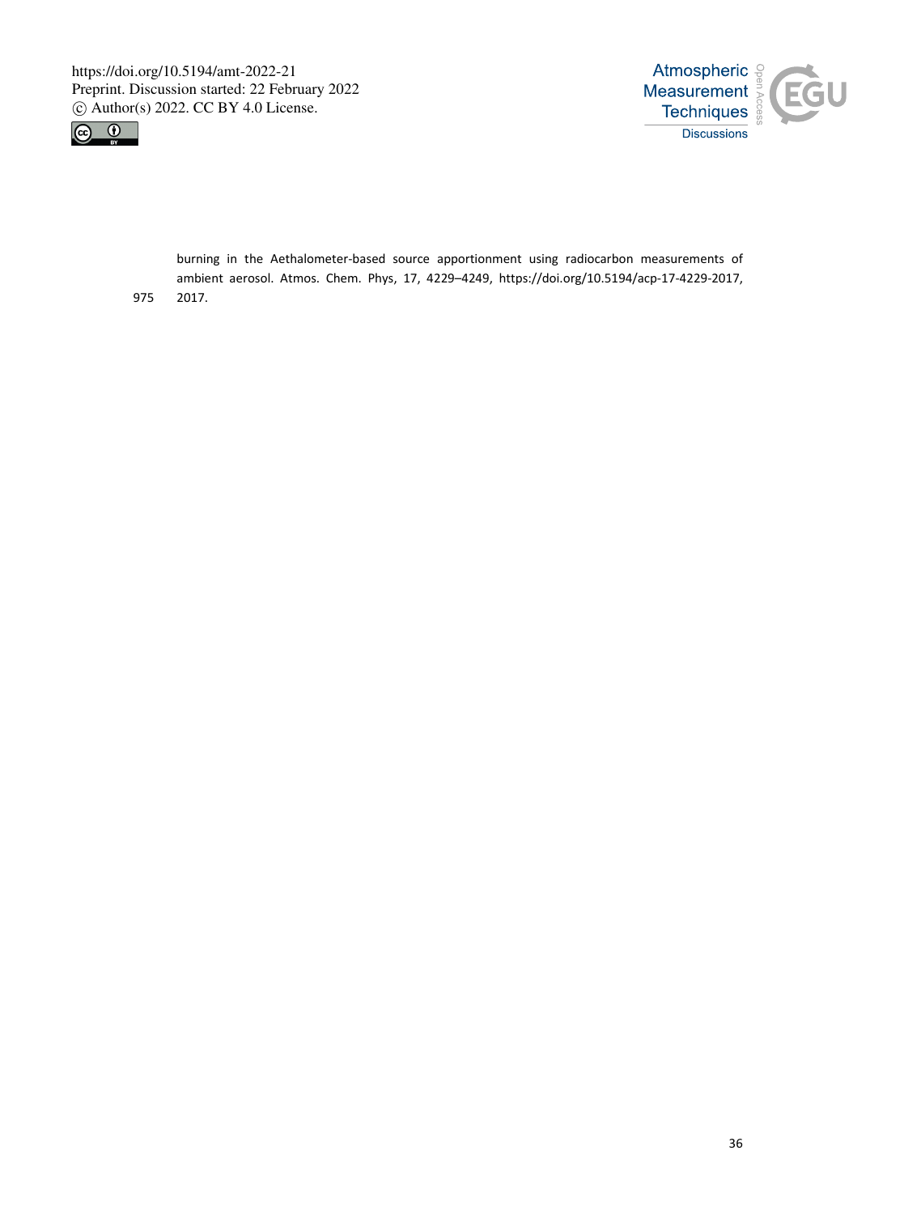burning in the Aethalometer-based source apportionment using radiocarbon measurements of ambient aerosol. Atmos. Chem. Phys, 17, 4229–4249, https://doi.org/10.5194/acp-17-4229-2017, 2017.